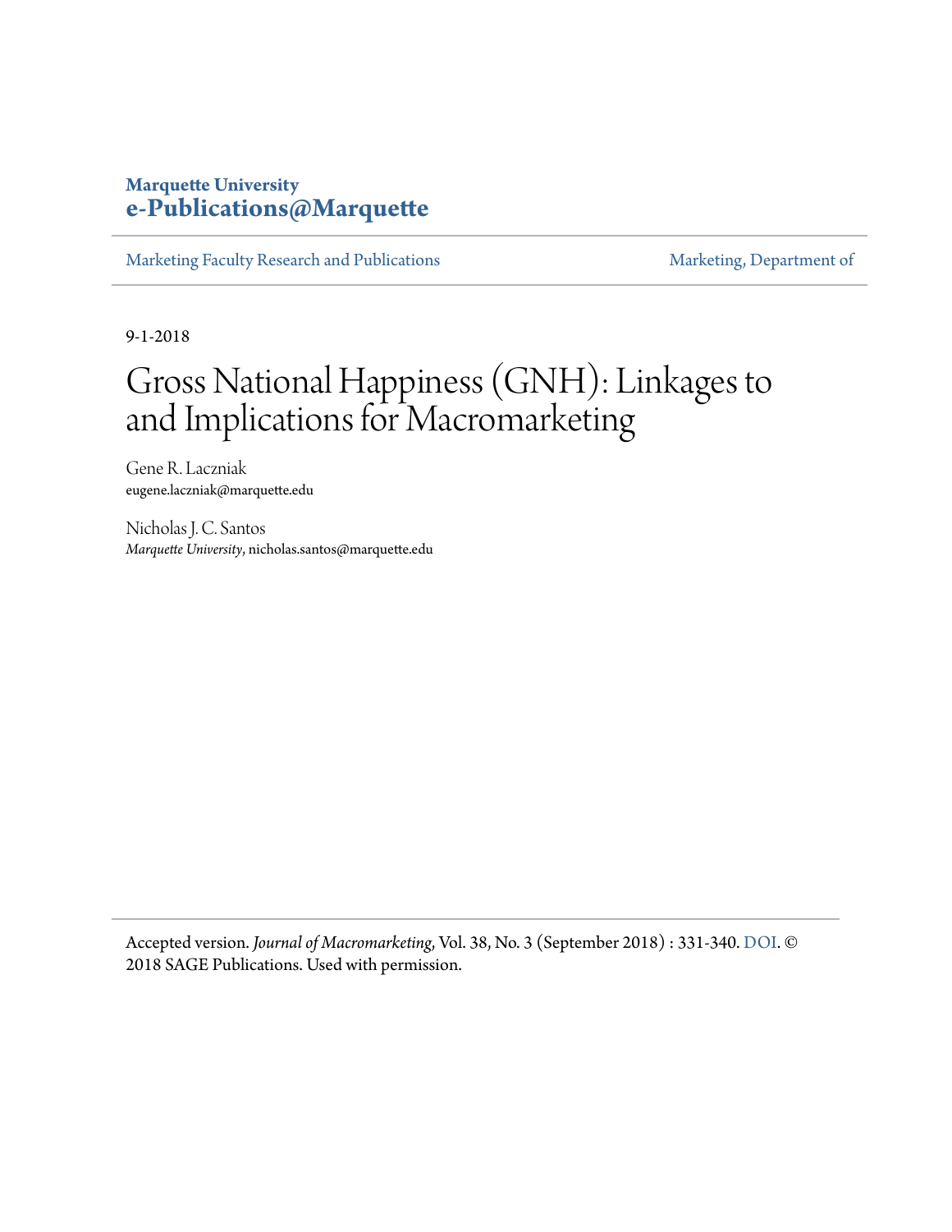**Marquette University**
**e-Publications@Marquette**

Marketing Faculty Research and Publications | Marketing, Department of

9-1-2018

# Gross National Happiness (GNH): Linkages to and Implications for Macromarketing

Gene R. Laczniak
eugene.laczniak@marquette.edu

Nicholas J. C. Santos
*Marquette University*, nicholas.santos@marquette.edu

Accepted version. *Journal of Macromarketing*, Vol. 38, No. 3 (September 2018) : 331-340. DOI. © 2018 SAGE Publications. Used with permission.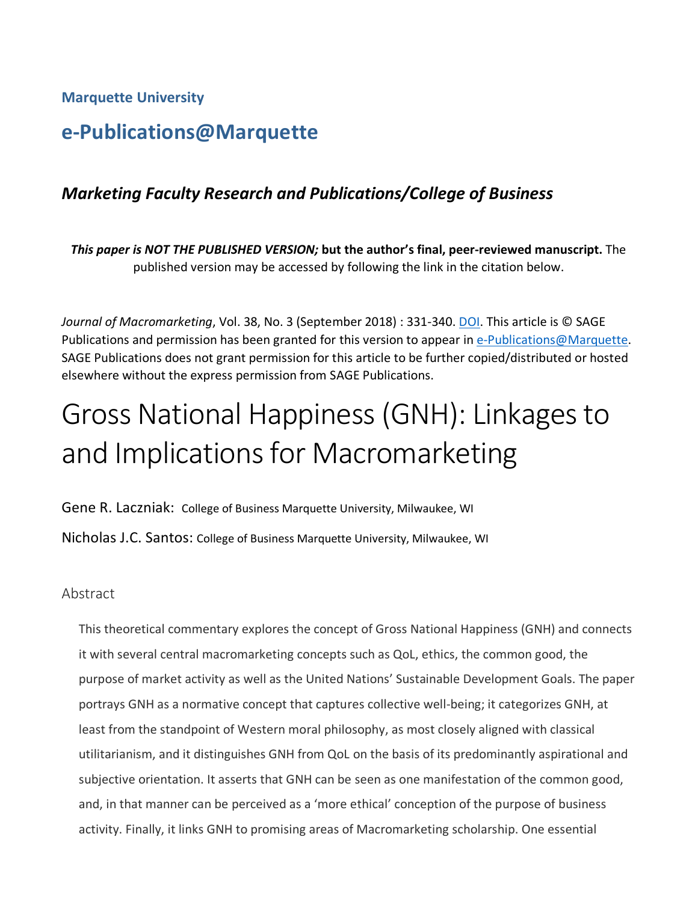**Marquette University**

# e-Publications@Marquette

## *Marketing Faculty Research and Publications/College of Business*

***This paper is NOT THE PUBLISHED VERSION;* but the author's final, peer-reviewed manuscript.** The published version may be accessed by following the link in the citation below.

*Journal of Macromarketing*, Vol. 38, No. 3 (September 2018) : 331-340. DOI. This article is © SAGE Publications and permission has been granted for this version to appear in e-Publications@Marquette. SAGE Publications does not grant permission for this article to be further copied/distributed or hosted elsewhere without the express permission from SAGE Publications.

# Gross National Happiness (GNH): Linkages to and Implications for Macromarketing

Gene R. Laczniak: College of Business Marquette University, Milwaukee, WI

Nicholas J.C. Santos: College of Business Marquette University, Milwaukee, WI

## Abstract

This theoretical commentary explores the concept of Gross National Happiness (GNH) and connects it with several central macromarketing concepts such as QoL, ethics, the common good, the purpose of market activity as well as the United Nations' Sustainable Development Goals. The paper portrays GNH as a normative concept that captures collective well-being; it categorizes GNH, at least from the standpoint of Western moral philosophy, as most closely aligned with classical utilitarianism, and it distinguishes GNH from QoL on the basis of its predominantly aspirational and subjective orientation. It asserts that GNH can be seen as one manifestation of the common good, and, in that manner can be perceived as a 'more ethical' conception of the purpose of business activity. Finally, it links GNH to promising areas of Macromarketing scholarship. One essential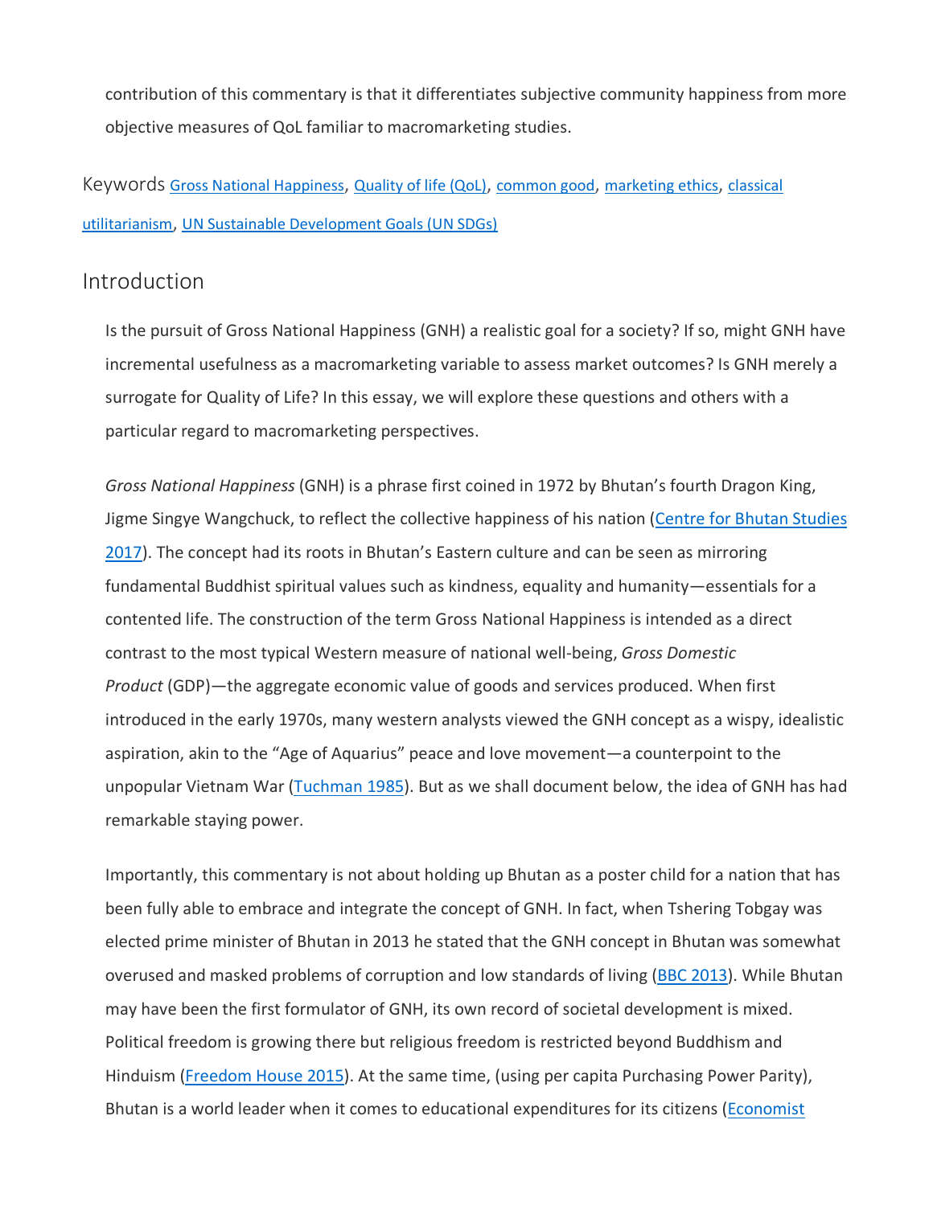contribution of this commentary is that it differentiates subjective community happiness from more objective measures of QoL familiar to macromarketing studies.

Keywords Gross National Happiness, Quality of life (QoL), common good, marketing ethics, classical utilitarianism, UN Sustainable Development Goals (UN SDGs)

## Introduction

Is the pursuit of Gross National Happiness (GNH) a realistic goal for a society? If so, might GNH have incremental usefulness as a macromarketing variable to assess market outcomes? Is GNH merely a surrogate for Quality of Life? In this essay, we will explore these questions and others with a particular regard to macromarketing perspectives.

*Gross National Happiness* (GNH) is a phrase first coined in 1972 by Bhutan's fourth Dragon King, Jigme Singye Wangchuck, to reflect the collective happiness of his nation (Centre for Bhutan Studies 2017). The concept had its roots in Bhutan's Eastern culture and can be seen as mirroring fundamental Buddhist spiritual values such as kindness, equality and humanity—essentials for a contented life. The construction of the term Gross National Happiness is intended as a direct contrast to the most typical Western measure of national well-being, *Gross Domestic Product* (GDP)—the aggregate economic value of goods and services produced. When first introduced in the early 1970s, many western analysts viewed the GNH concept as a wispy, idealistic aspiration, akin to the "Age of Aquarius" peace and love movement—a counterpoint to the unpopular Vietnam War (Tuchman 1985). But as we shall document below, the idea of GNH has had remarkable staying power.

Importantly, this commentary is not about holding up Bhutan as a poster child for a nation that has been fully able to embrace and integrate the concept of GNH. In fact, when Tshering Tobgay was elected prime minister of Bhutan in 2013 he stated that the GNH concept in Bhutan was somewhat overused and masked problems of corruption and low standards of living (BBC 2013). While Bhutan may have been the first formulator of GNH, its own record of societal development is mixed. Political freedom is growing there but religious freedom is restricted beyond Buddhism and Hinduism (Freedom House 2015). At the same time, (using per capita Purchasing Power Parity), Bhutan is a world leader when it comes to educational expenditures for its citizens (Economist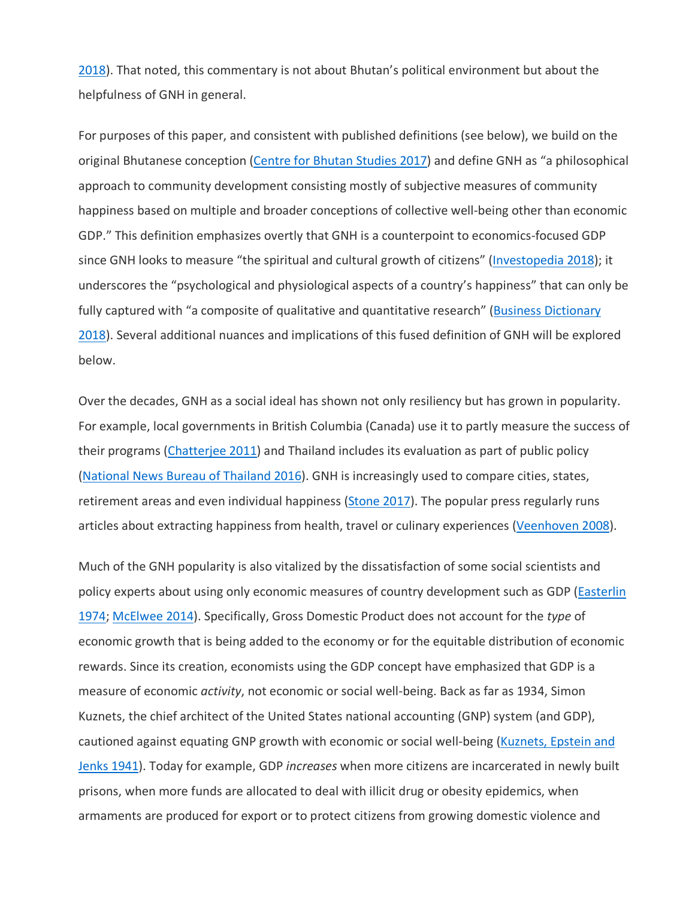2018). That noted, this commentary is not about Bhutan's political environment but about the helpfulness of GNH in general.

For purposes of this paper, and consistent with published definitions (see below), we build on the original Bhutanese conception (Centre for Bhutan Studies 2017) and define GNH as "a philosophical approach to community development consisting mostly of subjective measures of community happiness based on multiple and broader conceptions of collective well-being other than economic GDP." This definition emphasizes overtly that GNH is a counterpoint to economics-focused GDP since GNH looks to measure "the spiritual and cultural growth of citizens" (Investopedia 2018); it underscores the "psychological and physiological aspects of a country's happiness" that can only be fully captured with "a composite of qualitative and quantitative research" (Business Dictionary 2018). Several additional nuances and implications of this fused definition of GNH will be explored below.

Over the decades, GNH as a social ideal has shown not only resiliency but has grown in popularity. For example, local governments in British Columbia (Canada) use it to partly measure the success of their programs (Chatterjee 2011) and Thailand includes its evaluation as part of public policy (National News Bureau of Thailand 2016). GNH is increasingly used to compare cities, states, retirement areas and even individual happiness (Stone 2017). The popular press regularly runs articles about extracting happiness from health, travel or culinary experiences (Veenhoven 2008).

Much of the GNH popularity is also vitalized by the dissatisfaction of some social scientists and policy experts about using only economic measures of country development such as GDP (Easterlin 1974; McElwee 2014). Specifically, Gross Domestic Product does not account for the *type* of economic growth that is being added to the economy or for the equitable distribution of economic rewards. Since its creation, economists using the GDP concept have emphasized that GDP is a measure of economic *activity*, not economic or social well-being. Back as far as 1934, Simon Kuznets, the chief architect of the United States national accounting (GNP) system (and GDP), cautioned against equating GNP growth with economic or social well-being (Kuznets, Epstein and Jenks 1941). Today for example, GDP *increases* when more citizens are incarcerated in newly built prisons, when more funds are allocated to deal with illicit drug or obesity epidemics, when armaments are produced for export or to protect citizens from growing domestic violence and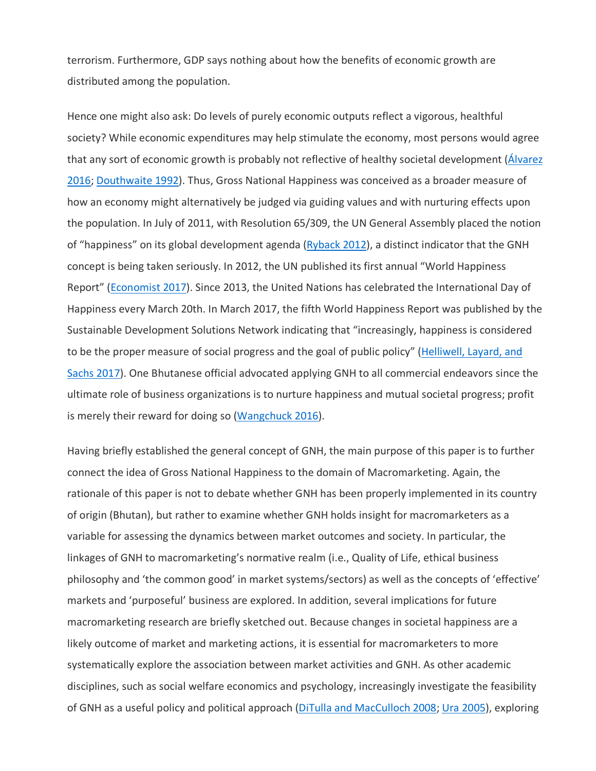terrorism. Furthermore, GDP says nothing about how the benefits of economic growth are distributed among the population.

Hence one might also ask: Do levels of purely economic outputs reflect a vigorous, healthful society? While economic expenditures may help stimulate the economy, most persons would agree that any sort of economic growth is probably not reflective of healthy societal development (Álvarez 2016; Douthwaite 1992). Thus, Gross National Happiness was conceived as a broader measure of how an economy might alternatively be judged via guiding values and with nurturing effects upon the population. In July of 2011, with Resolution 65/309, the UN General Assembly placed the notion of "happiness" on its global development agenda (Ryback 2012), a distinct indicator that the GNH concept is being taken seriously. In 2012, the UN published its first annual "World Happiness Report" (Economist 2017). Since 2013, the United Nations has celebrated the International Day of Happiness every March 20th. In March 2017, the fifth World Happiness Report was published by the Sustainable Development Solutions Network indicating that "increasingly, happiness is considered to be the proper measure of social progress and the goal of public policy" (Helliwell, Layard, and Sachs 2017). One Bhutanese official advocated applying GNH to all commercial endeavors since the ultimate role of business organizations is to nurture happiness and mutual societal progress; profit is merely their reward for doing so (Wangchuck 2016).

Having briefly established the general concept of GNH, the main purpose of this paper is to further connect the idea of Gross National Happiness to the domain of Macromarketing. Again, the rationale of this paper is not to debate whether GNH has been properly implemented in its country of origin (Bhutan), but rather to examine whether GNH holds insight for macromarketers as a variable for assessing the dynamics between market outcomes and society. In particular, the linkages of GNH to macromarketing's normative realm (i.e., Quality of Life, ethical business philosophy and 'the common good' in market systems/sectors) as well as the concepts of 'effective' markets and 'purposeful' business are explored. In addition, several implications for future macromarketing research are briefly sketched out. Because changes in societal happiness are a likely outcome of market and marketing actions, it is essential for macromarketers to more systematically explore the association between market activities and GNH. As other academic disciplines, such as social welfare economics and psychology, increasingly investigate the feasibility of GNH as a useful policy and political approach (DiTulla and MacCulloch 2008; Ura 2005), exploring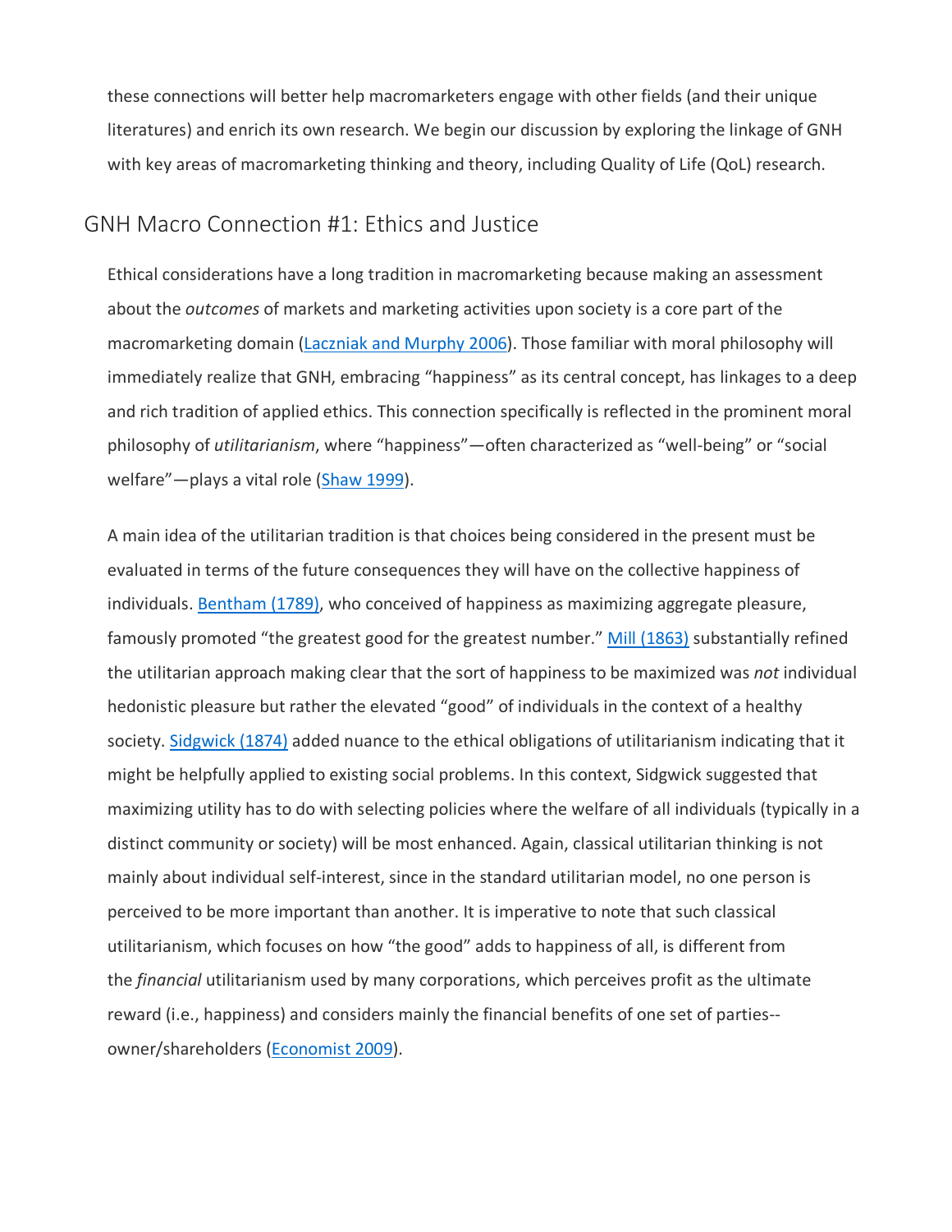these connections will better help macromarketers engage with other fields (and their unique literatures) and enrich its own research. We begin our discussion by exploring the linkage of GNH with key areas of macromarketing thinking and theory, including Quality of Life (QoL) research.

## GNH Macro Connection #1: Ethics and Justice

Ethical considerations have a long tradition in macromarketing because making an assessment about the *outcomes* of markets and marketing activities upon society is a core part of the macromarketing domain (Laczniak and Murphy 2006). Those familiar with moral philosophy will immediately realize that GNH, embracing "happiness" as its central concept, has linkages to a deep and rich tradition of applied ethics. This connection specifically is reflected in the prominent moral philosophy of *utilitarianism*, where "happiness"—often characterized as "well-being" or "social welfare"—plays a vital role (Shaw 1999).

A main idea of the utilitarian tradition is that choices being considered in the present must be evaluated in terms of the future consequences they will have on the collective happiness of individuals. Bentham (1789), who conceived of happiness as maximizing aggregate pleasure, famously promoted "the greatest good for the greatest number." Mill (1863) substantially refined the utilitarian approach making clear that the sort of happiness to be maximized was *not* individual hedonistic pleasure but rather the elevated "good" of individuals in the context of a healthy society. Sidgwick (1874) added nuance to the ethical obligations of utilitarianism indicating that it might be helpfully applied to existing social problems. In this context, Sidgwick suggested that maximizing utility has to do with selecting policies where the welfare of all individuals (typically in a distinct community or society) will be most enhanced. Again, classical utilitarian thinking is not mainly about individual self-interest, since in the standard utilitarian model, no one person is perceived to be more important than another. It is imperative to note that such classical utilitarianism, which focuses on how "the good" adds to happiness of all, is different from the *financial* utilitarianism used by many corporations, which perceives profit as the ultimate reward (i.e., happiness) and considers mainly the financial benefits of one set of parties--owner/shareholders (Economist 2009).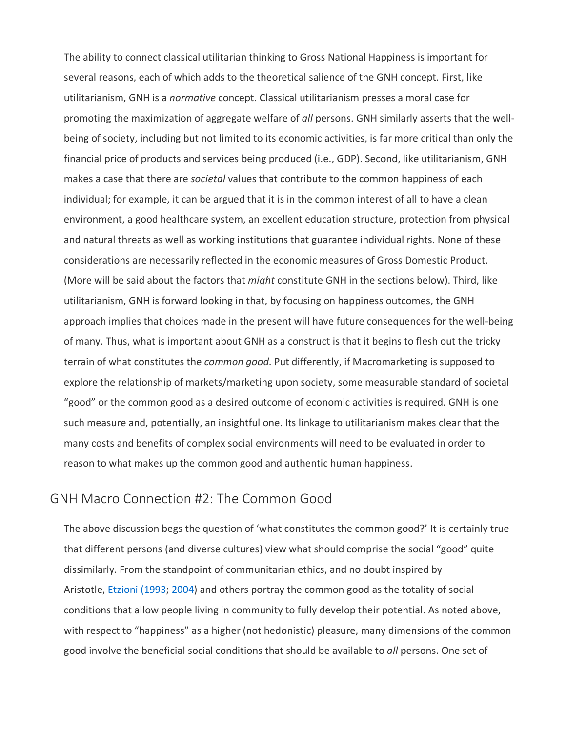The ability to connect classical utilitarian thinking to Gross National Happiness is important for several reasons, each of which adds to the theoretical salience of the GNH concept. First, like utilitarianism, GNH is a *normative* concept. Classical utilitarianism presses a moral case for promoting the maximization of aggregate welfare of *all* persons. GNH similarly asserts that the well-being of society, including but not limited to its economic activities, is far more critical than only the financial price of products and services being produced (i.e., GDP). Second, like utilitarianism, GNH makes a case that there are *societal* values that contribute to the common happiness of each individual; for example, it can be argued that it is in the common interest of all to have a clean environment, a good healthcare system, an excellent education structure, protection from physical and natural threats as well as working institutions that guarantee individual rights. None of these considerations are necessarily reflected in the economic measures of Gross Domestic Product. (More will be said about the factors that *might* constitute GNH in the sections below). Third, like utilitarianism, GNH is forward looking in that, by focusing on happiness outcomes, the GNH approach implies that choices made in the present will have future consequences for the well-being of many. Thus, what is important about GNH as a construct is that it begins to flesh out the tricky terrain of what constitutes the *common good*. Put differently, if Macromarketing is supposed to explore the relationship of markets/marketing upon society, some measurable standard of societal "good" or the common good as a desired outcome of economic activities is required. GNH is one such measure and, potentially, an insightful one. Its linkage to utilitarianism makes clear that the many costs and benefits of complex social environments will need to be evaluated in order to reason to what makes up the common good and authentic human happiness.

## GNH Macro Connection #2: The Common Good

The above discussion begs the question of 'what constitutes the common good?' It is certainly true that different persons (and diverse cultures) view what should comprise the social "good" quite dissimilarly. From the standpoint of communitarian ethics, and no doubt inspired by Aristotle, Etzioni (1993; 2004) and others portray the common good as the totality of social conditions that allow people living in community to fully develop their potential. As noted above, with respect to "happiness" as a higher (not hedonistic) pleasure, many dimensions of the common good involve the beneficial social conditions that should be available to *all* persons. One set of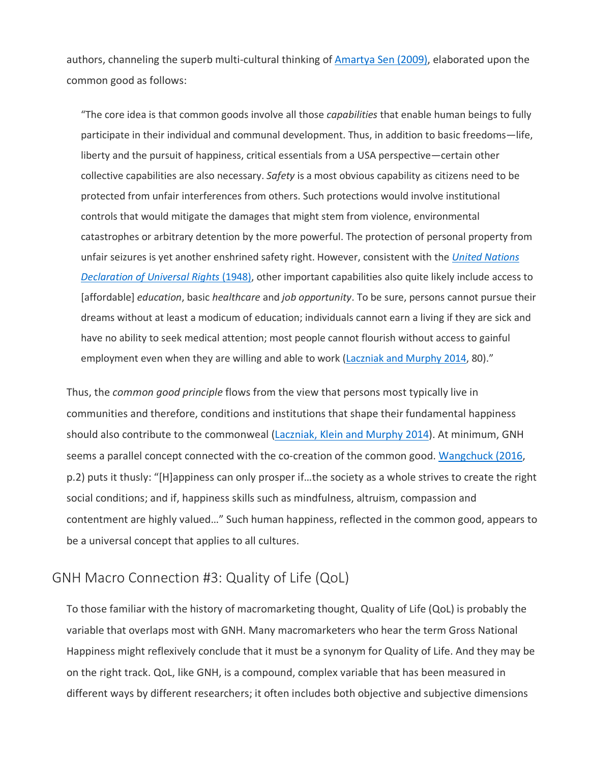authors, channeling the superb multi-cultural thinking of Amartya Sen (2009), elaborated upon the common good as follows:

> "The core idea is that common goods involve all those *capabilities* that enable human beings to fully participate in their individual and communal development. Thus, in addition to basic freedoms—life, liberty and the pursuit of happiness, critical essentials from a USA perspective—certain other collective capabilities are also necessary. *Safety* is a most obvious capability as citizens need to be protected from unfair interferences from others. Such protections would involve institutional controls that would mitigate the damages that might stem from violence, environmental catastrophes or arbitrary detention by the more powerful. The protection of personal property from unfair seizures is yet another enshrined safety right. However, consistent with the *United Nations Declaration of Universal Rights* (1948), other important capabilities also quite likely include access to [affordable] *education*, basic *healthcare* and *job opportunity*. To be sure, persons cannot pursue their dreams without at least a modicum of education; individuals cannot earn a living if they are sick and have no ability to seek medical attention; most people cannot flourish without access to gainful employment even when they are willing and able to work (Laczniak and Murphy 2014, 80)."

Thus, the *common good principle* flows from the view that persons most typically live in communities and therefore, conditions and institutions that shape their fundamental happiness should also contribute to the commonweal (Laczniak, Klein and Murphy 2014). At minimum, GNH seems a parallel concept connected with the co-creation of the common good. Wangchuck (2016, p.2) puts it thusly: "[H]appiness can only prosper if…the society as a whole strives to create the right social conditions; and if, happiness skills such as mindfulness, altruism, compassion and contentment are highly valued…" Such human happiness, reflected in the common good, appears to be a universal concept that applies to all cultures.

## GNH Macro Connection #3: Quality of Life (QoL)

To those familiar with the history of macromarketing thought, Quality of Life (QoL) is probably the variable that overlaps most with GNH. Many macromarketers who hear the term Gross National Happiness might reflexively conclude that it must be a synonym for Quality of Life. And they may be on the right track. QoL, like GNH, is a compound, complex variable that has been measured in different ways by different researchers; it often includes both objective and subjective dimensions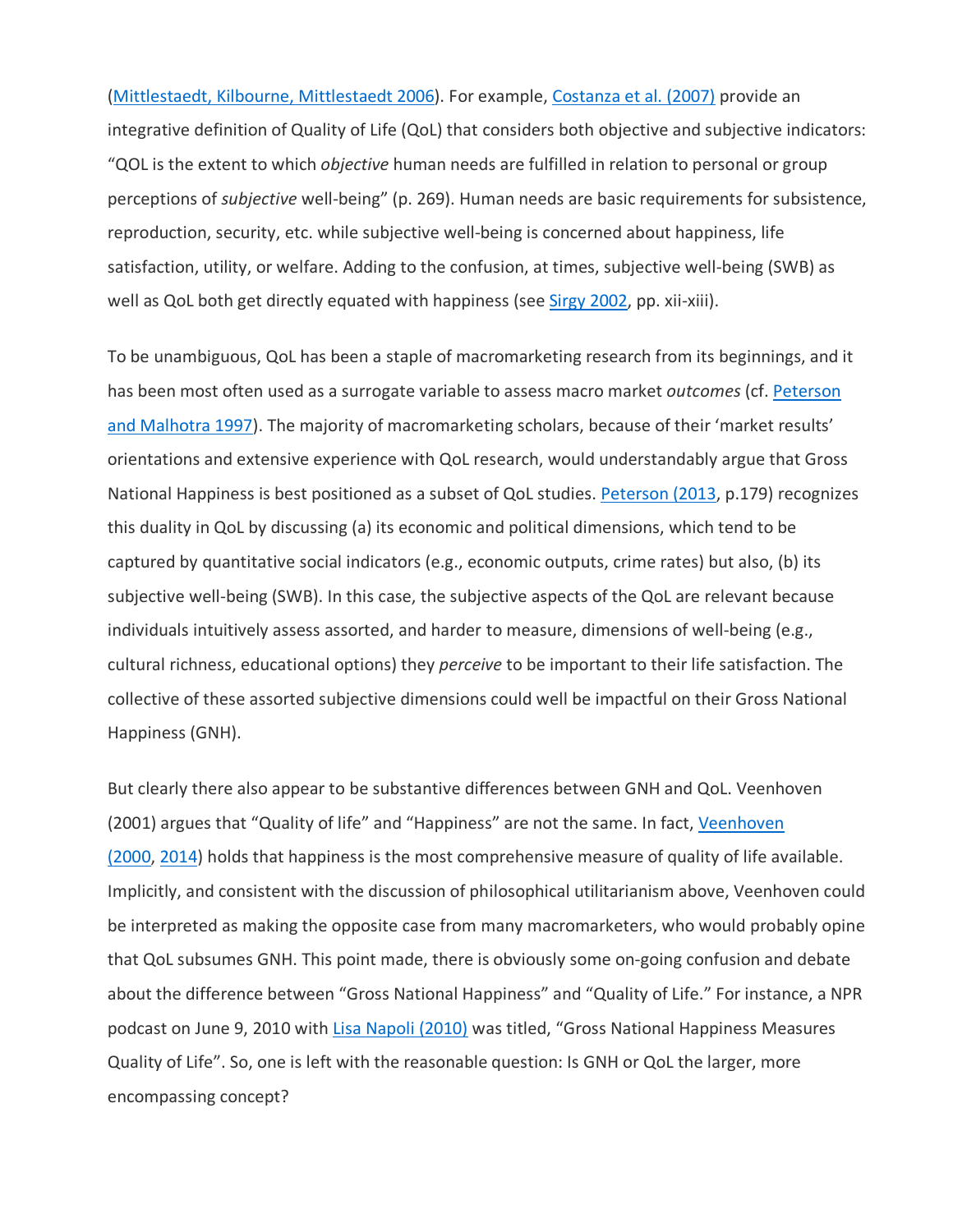(Mittlestaedt, Kilbourne, Mittlestaedt 2006). For example, Costanza et al. (2007) provide an integrative definition of Quality of Life (QoL) that considers both objective and subjective indicators: "QOL is the extent to which *objective* human needs are fulfilled in relation to personal or group perceptions of *subjective* well-being" (p. 269). Human needs are basic requirements for subsistence, reproduction, security, etc. while subjective well-being is concerned about happiness, life satisfaction, utility, or welfare. Adding to the confusion, at times, subjective well-being (SWB) as well as QoL both get directly equated with happiness (see Sirgy 2002, pp. xii-xiii).

To be unambiguous, QoL has been a staple of macromarketing research from its beginnings, and it has been most often used as a surrogate variable to assess macro market *outcomes* (cf. Peterson and Malhotra 1997). The majority of macromarketing scholars, because of their 'market results' orientations and extensive experience with QoL research, would understandably argue that Gross National Happiness is best positioned as a subset of QoL studies. Peterson (2013, p.179) recognizes this duality in QoL by discussing (a) its economic and political dimensions, which tend to be captured by quantitative social indicators (e.g., economic outputs, crime rates) but also, (b) its subjective well-being (SWB). In this case, the subjective aspects of the QoL are relevant because individuals intuitively assess assorted, and harder to measure, dimensions of well-being (e.g., cultural richness, educational options) they *perceive* to be important to their life satisfaction. The collective of these assorted subjective dimensions could well be impactful on their Gross National Happiness (GNH).

But clearly there also appear to be substantive differences between GNH and QoL. Veenhoven (2001) argues that "Quality of life" and "Happiness" are not the same. In fact, Veenhoven (2000, 2014) holds that happiness is the most comprehensive measure of quality of life available. Implicitly, and consistent with the discussion of philosophical utilitarianism above, Veenhoven could be interpreted as making the opposite case from many macromarketers, who would probably opine that QoL subsumes GNH. This point made, there is obviously some on-going confusion and debate about the difference between "Gross National Happiness" and "Quality of Life." For instance, a NPR podcast on June 9, 2010 with Lisa Napoli (2010) was titled, "Gross National Happiness Measures Quality of Life". So, one is left with the reasonable question: Is GNH or QoL the larger, more encompassing concept?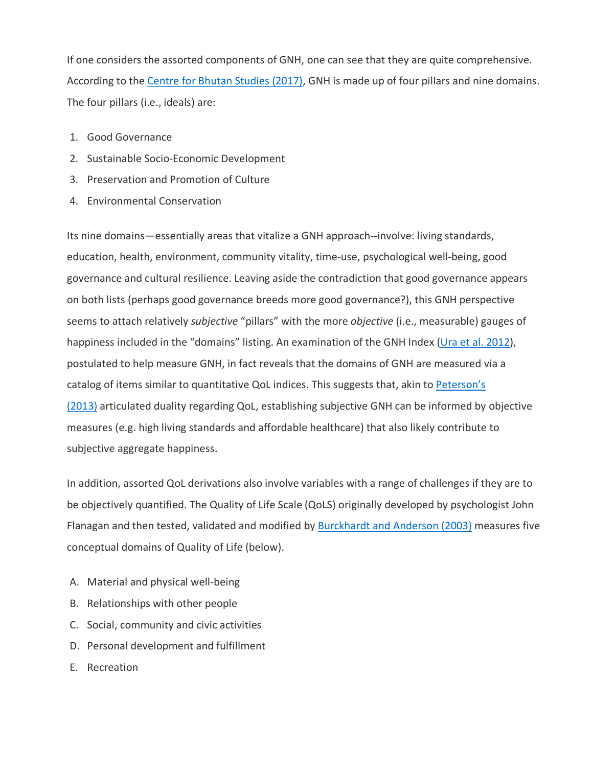If one considers the assorted components of GNH, one can see that they are quite comprehensive. According to the [Centre for Bhutan Studies (2017)](), GNH is made up of four pillars and nine domains. The four pillars (i.e., ideals) are:

1. Good Governance
2. Sustainable Socio-Economic Development
3. Preservation and Promotion of Culture
4. Environmental Conservation

Its nine domains—essentially areas that vitalize a GNH approach--involve: living standards, education, health, environment, community vitality, time-use, psychological well-being, good governance and cultural resilience. Leaving aside the contradiction that good governance appears on both lists (perhaps good governance breeds more good governance?), this GNH perspective seems to attach relatively *subjective* "pillars" with the more *objective* (i.e., measurable) gauges of happiness included in the "domains" listing. An examination of the GNH Index ([Ura et al. 2012]()), postulated to help measure GNH, in fact reveals that the domains of GNH are measured via a catalog of items similar to quantitative QoL indices. This suggests that, akin to [Peterson's (2013)]() articulated duality regarding QoL, establishing subjective GNH can be informed by objective measures (e.g. high living standards and affordable healthcare) that also likely contribute to subjective aggregate happiness.

In addition, assorted QoL derivations also involve variables with a range of challenges if they are to be objectively quantified. The Quality of Life Scale (QoLS) originally developed by psychologist John Flanagan and then tested, validated and modified by [Burckhardt and Anderson (2003)]() measures five conceptual domains of Quality of Life (below).

A. Material and physical well-being
B. Relationships with other people
C. Social, community and civic activities
D. Personal development and fulfillment
E. Recreation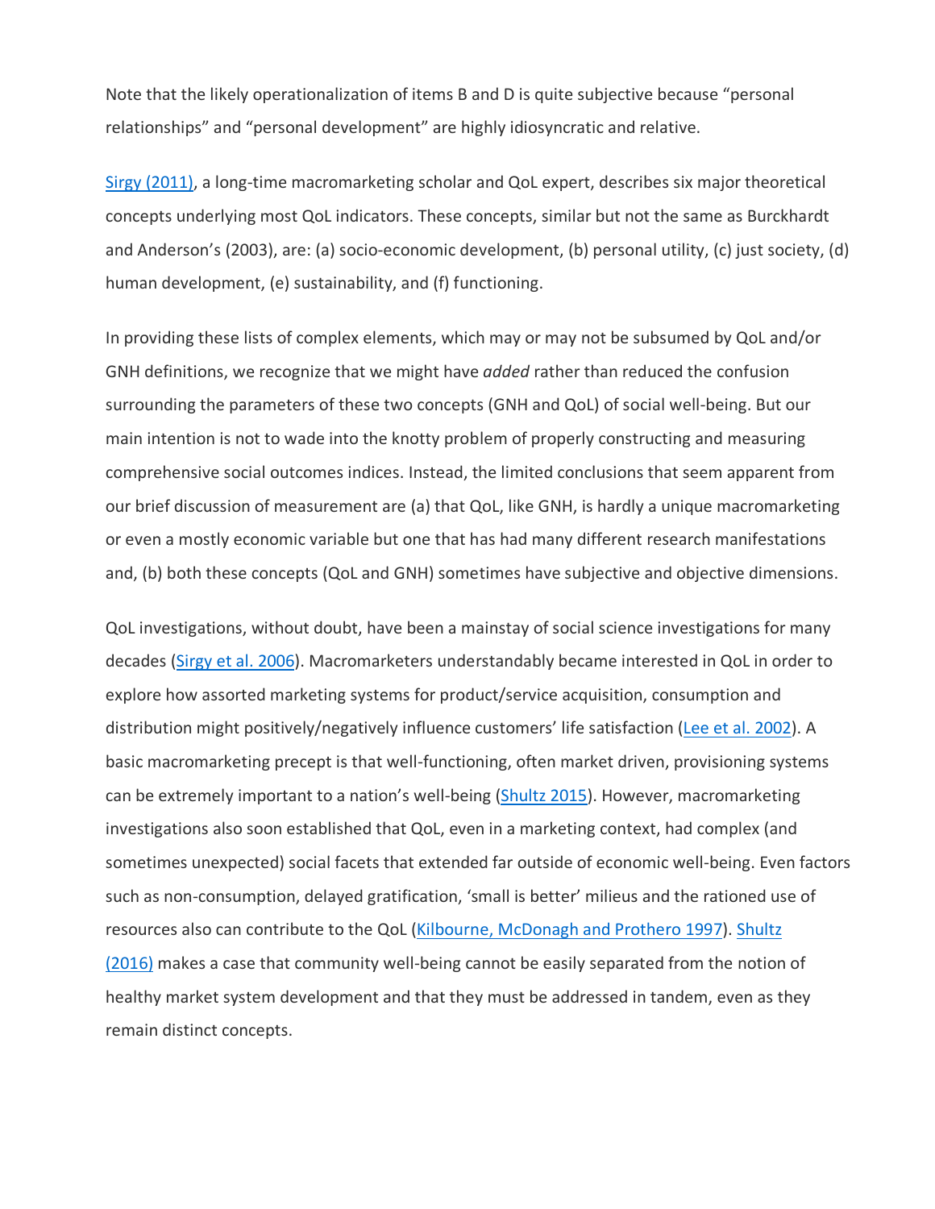Note that the likely operationalization of items B and D is quite subjective because “personal relationships” and “personal development” are highly idiosyncratic and relative.

Sirgy (2011), a long-time macromarketing scholar and QoL expert, describes six major theoretical concepts underlying most QoL indicators. These concepts, similar but not the same as Burckhardt and Anderson’s (2003), are: (a) socio-economic development, (b) personal utility, (c) just society, (d) human development, (e) sustainability, and (f) functioning.

In providing these lists of complex elements, which may or may not be subsumed by QoL and/or GNH definitions, we recognize that we might have *added* rather than reduced the confusion surrounding the parameters of these two concepts (GNH and QoL) of social well-being. But our main intention is not to wade into the knotty problem of properly constructing and measuring comprehensive social outcomes indices. Instead, the limited conclusions that seem apparent from our brief discussion of measurement are (a) that QoL, like GNH, is hardly a unique macromarketing or even a mostly economic variable but one that has had many different research manifestations and, (b) both these concepts (QoL and GNH) sometimes have subjective and objective dimensions.

QoL investigations, without doubt, have been a mainstay of social science investigations for many decades (Sirgy et al. 2006). Macromarketers understandably became interested in QoL in order to explore how assorted marketing systems for product/service acquisition, consumption and distribution might positively/negatively influence customers’ life satisfaction (Lee et al. 2002). A basic macromarketing precept is that well-functioning, often market driven, provisioning systems can be extremely important to a nation’s well-being (Shultz 2015). However, macromarketing investigations also soon established that QoL, even in a marketing context, had complex (and sometimes unexpected) social facets that extended far outside of economic well-being. Even factors such as non-consumption, delayed gratification, ‘small is better’ milieus and the rationed use of resources also can contribute to the QoL (Kilbourne, McDonagh and Prothero 1997). Shultz (2016) makes a case that community well-being cannot be easily separated from the notion of healthy market system development and that they must be addressed in tandem, even as they remain distinct concepts.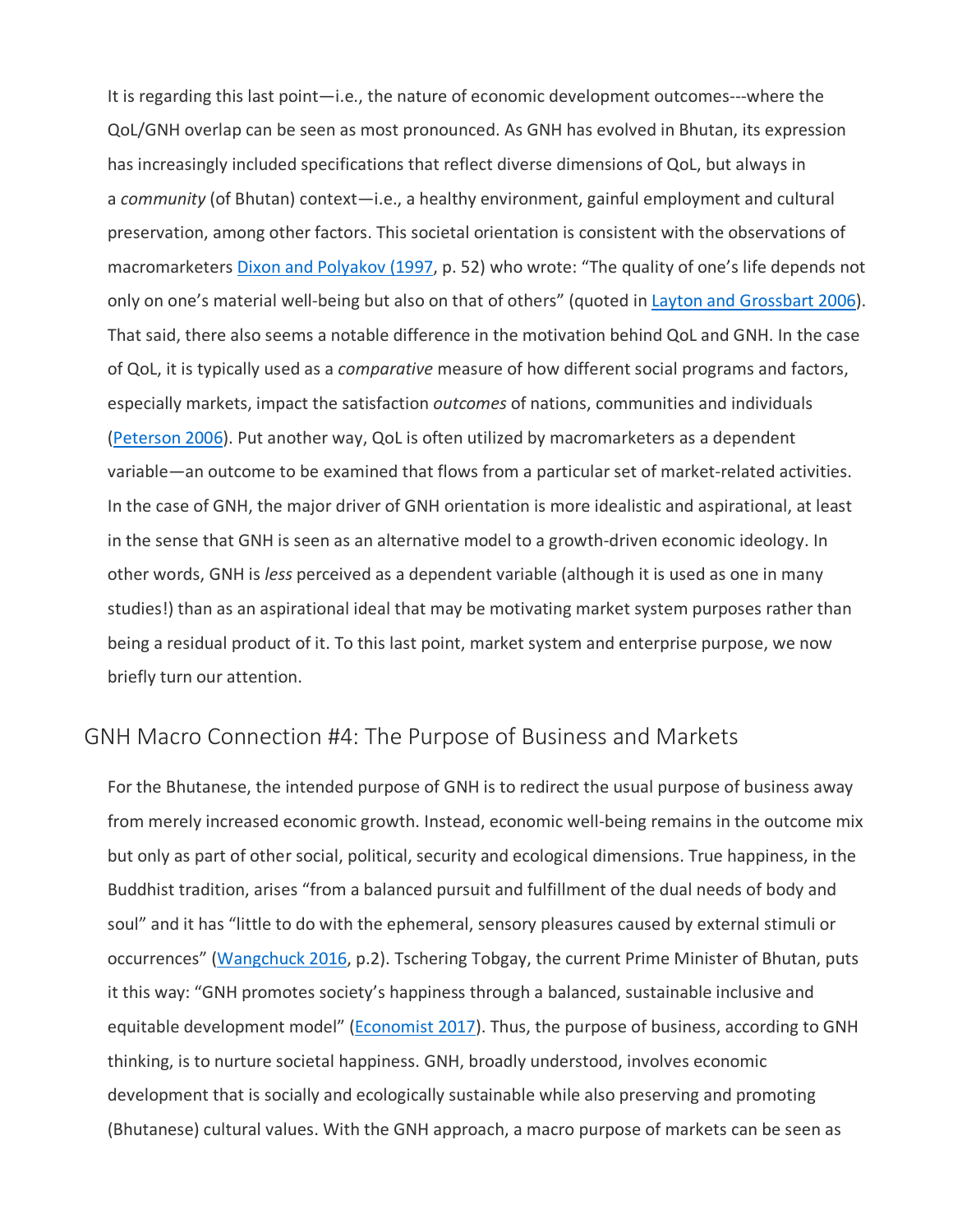It is regarding this last point—i.e., the nature of economic development outcomes---where the QoL/GNH overlap can be seen as most pronounced. As GNH has evolved in Bhutan, its expression has increasingly included specifications that reflect diverse dimensions of QoL, but always in a *community* (of Bhutan) context—i.e., a healthy environment, gainful employment and cultural preservation, among other factors. This societal orientation is consistent with the observations of macromarketers Dixon and Polyakov (1997, p. 52) who wrote: "The quality of one's life depends not only on one's material well-being but also on that of others" (quoted in Layton and Grossbart 2006). That said, there also seems a notable difference in the motivation behind QoL and GNH. In the case of QoL, it is typically used as a *comparative* measure of how different social programs and factors, especially markets, impact the satisfaction *outcomes* of nations, communities and individuals (Peterson 2006). Put another way, QoL is often utilized by macromarketers as a dependent variable—an outcome to be examined that flows from a particular set of market-related activities. In the case of GNH, the major driver of GNH orientation is more idealistic and aspirational, at least in the sense that GNH is seen as an alternative model to a growth-driven economic ideology. In other words, GNH is *less* perceived as a dependent variable (although it is used as one in many studies!) than as an aspirational ideal that may be motivating market system purposes rather than being a residual product of it. To this last point, market system and enterprise purpose, we now briefly turn our attention.

## GNH Macro Connection #4: The Purpose of Business and Markets

For the Bhutanese, the intended purpose of GNH is to redirect the usual purpose of business away from merely increased economic growth. Instead, economic well-being remains in the outcome mix but only as part of other social, political, security and ecological dimensions. True happiness, in the Buddhist tradition, arises "from a balanced pursuit and fulfillment of the dual needs of body and soul" and it has "little to do with the ephemeral, sensory pleasures caused by external stimuli or occurrences" (Wangchuck 2016, p.2). Tschering Tobgay, the current Prime Minister of Bhutan, puts it this way: "GNH promotes society's happiness through a balanced, sustainable inclusive and equitable development model" (Economist 2017). Thus, the purpose of business, according to GNH thinking, is to nurture societal happiness. GNH, broadly understood, involves economic development that is socially and ecologically sustainable while also preserving and promoting (Bhutanese) cultural values. With the GNH approach, a macro purpose of markets can be seen as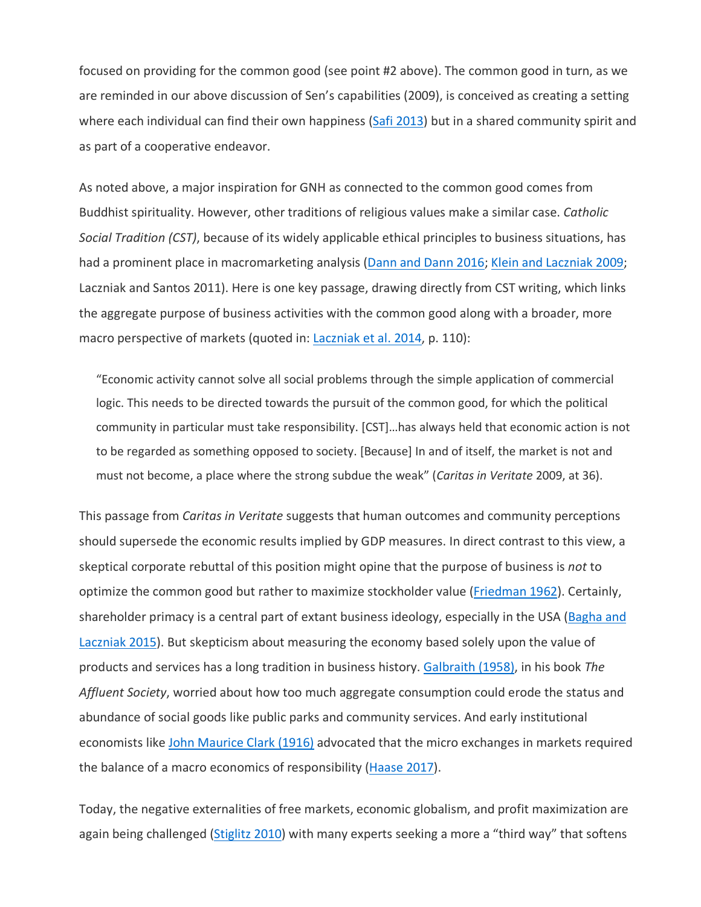focused on providing for the common good (see point #2 above). The common good in turn, as we are reminded in our above discussion of Sen's capabilities (2009), is conceived as creating a setting where each individual can find their own happiness (Safi 2013) but in a shared community spirit and as part of a cooperative endeavor.

As noted above, a major inspiration for GNH as connected to the common good comes from Buddhist spirituality. However, other traditions of religious values make a similar case. *Catholic Social Tradition (CST)*, because of its widely applicable ethical principles to business situations, has had a prominent place in macromarketing analysis (Dann and Dann 2016; Klein and Laczniak 2009; Laczniak and Santos 2011). Here is one key passage, drawing directly from CST writing, which links the aggregate purpose of business activities with the common good along with a broader, more macro perspective of markets (quoted in: Laczniak et al. 2014, p. 110):

> "Economic activity cannot solve all social problems through the simple application of commercial logic. This needs to be directed towards the pursuit of the common good, for which the political community in particular must take responsibility. [CST]…has always held that economic action is not to be regarded as something opposed to society. [Because] In and of itself, the market is not and must not become, a place where the strong subdue the weak" (*Caritas in Veritate* 2009, at 36).

This passage from *Caritas in Veritate* suggests that human outcomes and community perceptions should supersede the economic results implied by GDP measures. In direct contrast to this view, a skeptical corporate rebuttal of this position might opine that the purpose of business is *not* to optimize the common good but rather to maximize stockholder value (Friedman 1962). Certainly, shareholder primacy is a central part of extant business ideology, especially in the USA (Bagha and Laczniak 2015). But skepticism about measuring the economy based solely upon the value of products and services has a long tradition in business history. Galbraith (1958), in his book *The Affluent Society*, worried about how too much aggregate consumption could erode the status and abundance of social goods like public parks and community services. And early institutional economists like John Maurice Clark (1916) advocated that the micro exchanges in markets required the balance of a macro economics of responsibility (Haase 2017).

Today, the negative externalities of free markets, economic globalism, and profit maximization are again being challenged (Stiglitz 2010) with many experts seeking a more a "third way" that softens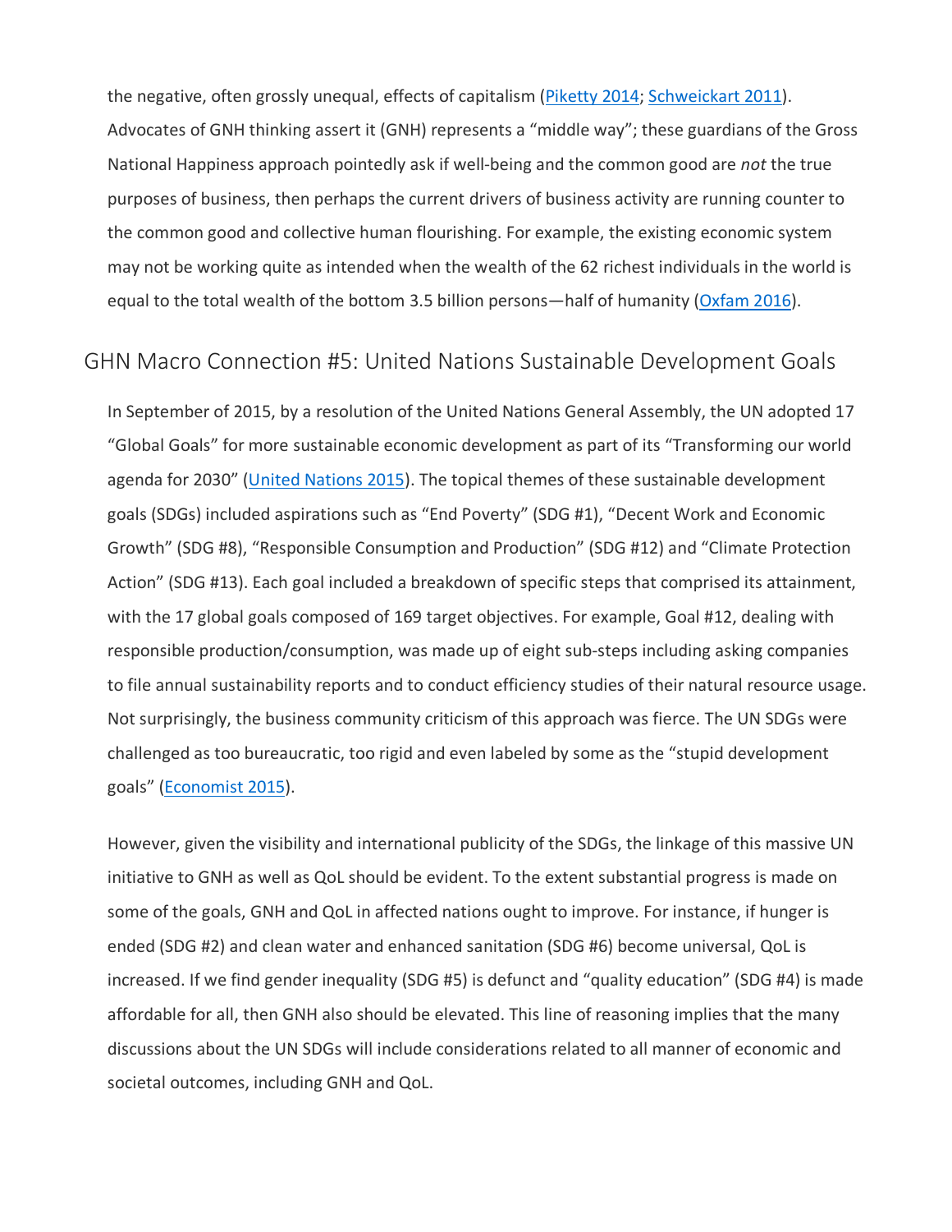the negative, often grossly unequal, effects of capitalism (Piketty 2014; Schweickart 2011). Advocates of GNH thinking assert it (GNH) represents a "middle way"; these guardians of the Gross National Happiness approach pointedly ask if well-being and the common good are *not* the true purposes of business, then perhaps the current drivers of business activity are running counter to the common good and collective human flourishing. For example, the existing economic system may not be working quite as intended when the wealth of the 62 richest individuals in the world is equal to the total wealth of the bottom 3.5 billion persons—half of humanity (Oxfam 2016).

## GHN Macro Connection #5: United Nations Sustainable Development Goals

In September of 2015, by a resolution of the United Nations General Assembly, the UN adopted 17 "Global Goals" for more sustainable economic development as part of its "Transforming our world agenda for 2030" (United Nations 2015). The topical themes of these sustainable development goals (SDGs) included aspirations such as "End Poverty" (SDG #1), "Decent Work and Economic Growth" (SDG #8), "Responsible Consumption and Production" (SDG #12) and "Climate Protection Action" (SDG #13). Each goal included a breakdown of specific steps that comprised its attainment, with the 17 global goals composed of 169 target objectives. For example, Goal #12, dealing with responsible production/consumption, was made up of eight sub-steps including asking companies to file annual sustainability reports and to conduct efficiency studies of their natural resource usage. Not surprisingly, the business community criticism of this approach was fierce. The UN SDGs were challenged as too bureaucratic, too rigid and even labeled by some as the "stupid development goals" (Economist 2015).

However, given the visibility and international publicity of the SDGs, the linkage of this massive UN initiative to GNH as well as QoL should be evident. To the extent substantial progress is made on some of the goals, GNH and QoL in affected nations ought to improve. For instance, if hunger is ended (SDG #2) and clean water and enhanced sanitation (SDG #6) become universal, QoL is increased. If we find gender inequality (SDG #5) is defunct and "quality education" (SDG #4) is made affordable for all, then GNH also should be elevated. This line of reasoning implies that the many discussions about the UN SDGs will include considerations related to all manner of economic and societal outcomes, including GNH and QoL.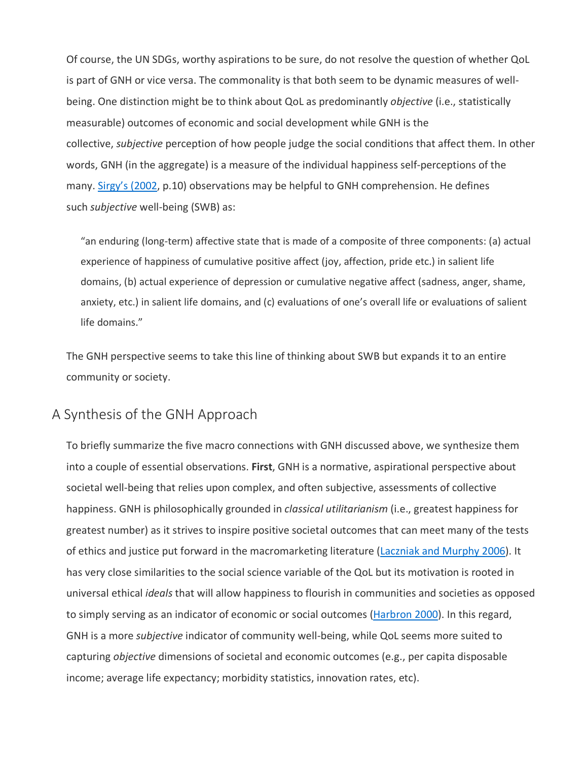Of course, the UN SDGs, worthy aspirations to be sure, do not resolve the question of whether QoL is part of GNH or vice versa. The commonality is that both seem to be dynamic measures of well-being. One distinction might be to think about QoL as predominantly *objective* (i.e., statistically measurable) outcomes of economic and social development while GNH is the collective, *subjective* perception of how people judge the social conditions that affect them. In other words, GNH (in the aggregate) is a measure of the individual happiness self-perceptions of the many. Sirgy's (2002, p.10) observations may be helpful to GNH comprehension. He defines such *subjective* well-being (SWB) as:

> "an enduring (long-term) affective state that is made of a composite of three components: (a) actual experience of happiness of cumulative positive affect (joy, affection, pride etc.) in salient life domains, (b) actual experience of depression or cumulative negative affect (sadness, anger, shame, anxiety, etc.) in salient life domains, and (c) evaluations of one's overall life or evaluations of salient life domains."

The GNH perspective seems to take this line of thinking about SWB but expands it to an entire community or society.

## A Synthesis of the GNH Approach

To briefly summarize the five macro connections with GNH discussed above, we synthesize them into a couple of essential observations. **First**, GNH is a normative, aspirational perspective about societal well-being that relies upon complex, and often subjective, assessments of collective happiness. GNH is philosophically grounded in *classical utilitarianism* (i.e., greatest happiness for greatest number) as it strives to inspire positive societal outcomes that can meet many of the tests of ethics and justice put forward in the macromarketing literature (Laczniak and Murphy 2006). It has very close similarities to the social science variable of the QoL but its motivation is rooted in universal ethical *ideals* that will allow happiness to flourish in communities and societies as opposed to simply serving as an indicator of economic or social outcomes (Harbron 2000). In this regard, GNH is a more *subjective* indicator of community well-being, while QoL seems more suited to capturing *objective* dimensions of societal and economic outcomes (e.g., per capita disposable income; average life expectancy; morbidity statistics, innovation rates, etc).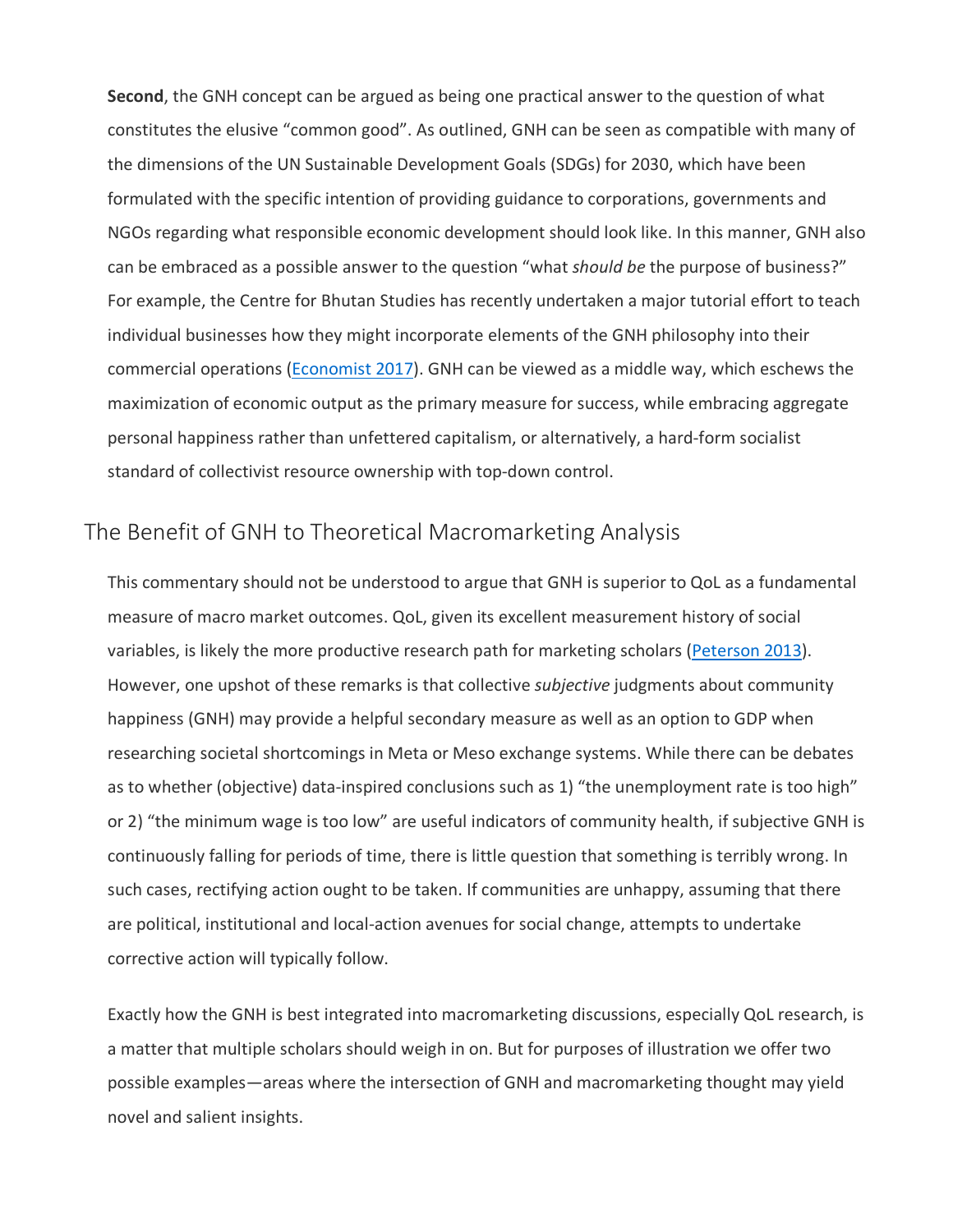**Second**, the GNH concept can be argued as being one practical answer to the question of what constitutes the elusive “common good”. As outlined, GNH can be seen as compatible with many of the dimensions of the UN Sustainable Development Goals (SDGs) for 2030, which have been formulated with the specific intention of providing guidance to corporations, governments and NGOs regarding what responsible economic development should look like. In this manner, GNH also can be embraced as a possible answer to the question “what *should be* the purpose of business?” For example, the Centre for Bhutan Studies has recently undertaken a major tutorial effort to teach individual businesses how they might incorporate elements of the GNH philosophy into their commercial operations (Economist 2017). GNH can be viewed as a middle way, which eschews the maximization of economic output as the primary measure for success, while embracing aggregate personal happiness rather than unfettered capitalism, or alternatively, a hard-form socialist standard of collectivist resource ownership with top-down control.

## The Benefit of GNH to Theoretical Macromarketing Analysis

This commentary should not be understood to argue that GNH is superior to QoL as a fundamental measure of macro market outcomes. QoL, given its excellent measurement history of social variables, is likely the more productive research path for marketing scholars (Peterson 2013). However, one upshot of these remarks is that collective *subjective* judgments about community happiness (GNH) may provide a helpful secondary measure as well as an option to GDP when researching societal shortcomings in Meta or Meso exchange systems. While there can be debates as to whether (objective) data-inspired conclusions such as 1) “the unemployment rate is too high” or 2) “the minimum wage is too low” are useful indicators of community health, if subjective GNH is continuously falling for periods of time, there is little question that something is terribly wrong. In such cases, rectifying action ought to be taken. If communities are unhappy, assuming that there are political, institutional and local-action avenues for social change, attempts to undertake corrective action will typically follow.

Exactly how the GNH is best integrated into macromarketing discussions, especially QoL research, is a matter that multiple scholars should weigh in on. But for purposes of illustration we offer two possible examples—areas where the intersection of GNH and macromarketing thought may yield novel and salient insights.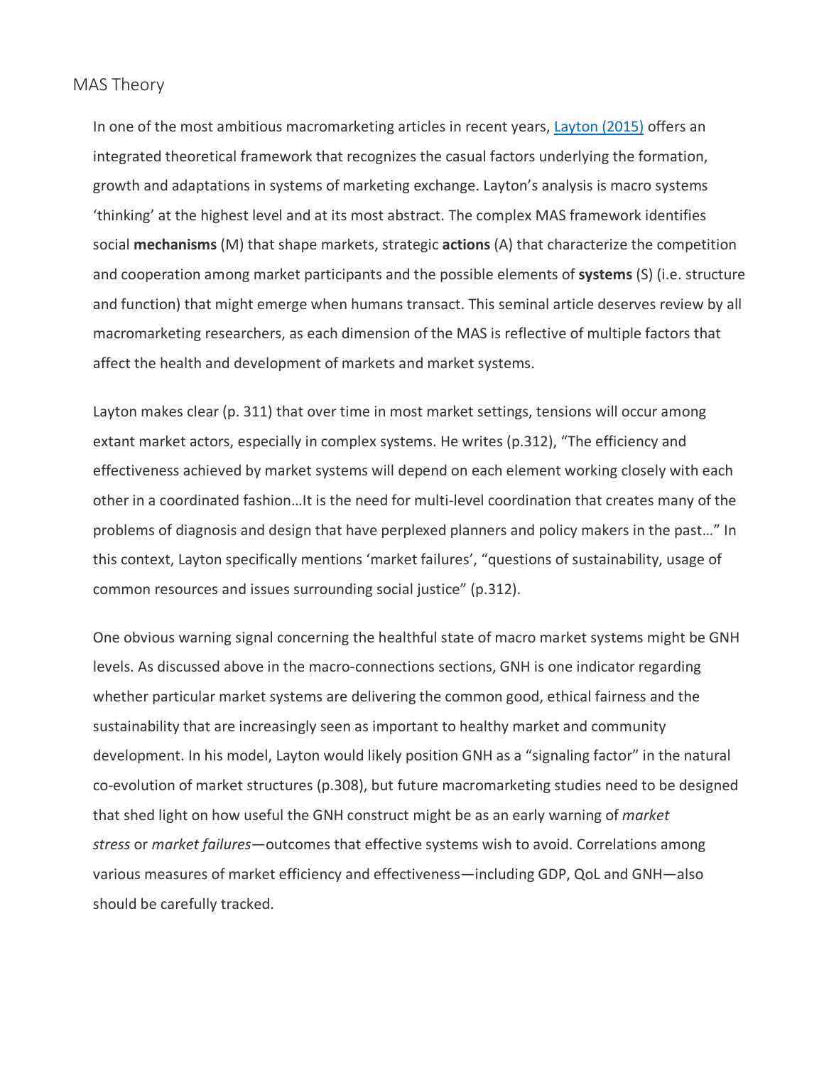## MAS Theory

In one of the most ambitious macromarketing articles in recent years, [Layton (2015)](#) offers an integrated theoretical framework that recognizes the casual factors underlying the formation, growth and adaptations in systems of marketing exchange. Layton's analysis is macro systems 'thinking' at the highest level and at its most abstract. The complex MAS framework identifies social **mechanisms** (M) that shape markets, strategic **actions** (A) that characterize the competition and cooperation among market participants and the possible elements of **systems** (S) (i.e. structure and function) that might emerge when humans transact. This seminal article deserves review by all macromarketing researchers, as each dimension of the MAS is reflective of multiple factors that affect the health and development of markets and market systems.

Layton makes clear (p. 311) that over time in most market settings, tensions will occur among extant market actors, especially in complex systems. He writes (p.312), "The efficiency and effectiveness achieved by market systems will depend on each element working closely with each other in a coordinated fashion…It is the need for multi-level coordination that creates many of the problems of diagnosis and design that have perplexed planners and policy makers in the past…" In this context, Layton specifically mentions 'market failures', "questions of sustainability, usage of common resources and issues surrounding social justice" (p.312).

One obvious warning signal concerning the healthful state of macro market systems might be GNH levels. As discussed above in the macro-connections sections, GNH is one indicator regarding whether particular market systems are delivering the common good, ethical fairness and the sustainability that are increasingly seen as important to healthy market and community development. In his model, Layton would likely position GNH as a "signaling factor" in the natural co-evolution of market structures (p.308), but future macromarketing studies need to be designed that shed light on how useful the GNH construct might be as an early warning of *market stress* or *market failures*—outcomes that effective systems wish to avoid. Correlations among various measures of market efficiency and effectiveness—including GDP, QoL and GNH—also should be carefully tracked.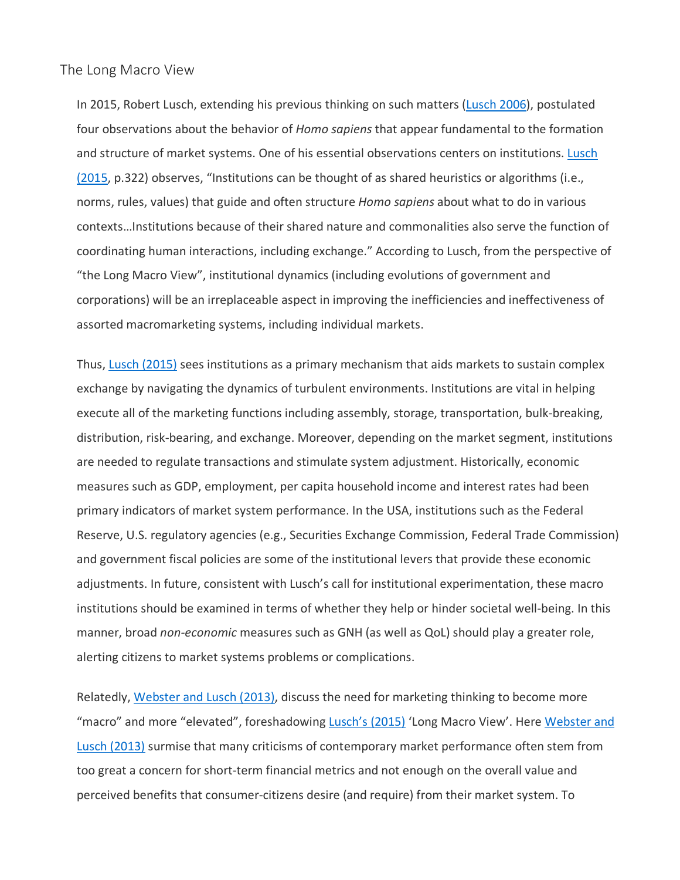## The Long Macro View

In 2015, Robert Lusch, extending his previous thinking on such matters (Lusch 2006), postulated four observations about the behavior of *Homo sapiens* that appear fundamental to the formation and structure of market systems. One of his essential observations centers on institutions. Lusch (2015, p.322) observes, "Institutions can be thought of as shared heuristics or algorithms (i.e., norms, rules, values) that guide and often structure *Homo sapiens* about what to do in various contexts…Institutions because of their shared nature and commonalities also serve the function of coordinating human interactions, including exchange." According to Lusch, from the perspective of "the Long Macro View", institutional dynamics (including evolutions of government and corporations) will be an irreplaceable aspect in improving the inefficiencies and ineffectiveness of assorted macromarketing systems, including individual markets.

Thus, Lusch (2015) sees institutions as a primary mechanism that aids markets to sustain complex exchange by navigating the dynamics of turbulent environments. Institutions are vital in helping execute all of the marketing functions including assembly, storage, transportation, bulk-breaking, distribution, risk-bearing, and exchange. Moreover, depending on the market segment, institutions are needed to regulate transactions and stimulate system adjustment. Historically, economic measures such as GDP, employment, per capita household income and interest rates had been primary indicators of market system performance. In the USA, institutions such as the Federal Reserve, U.S. regulatory agencies (e.g., Securities Exchange Commission, Federal Trade Commission) and government fiscal policies are some of the institutional levers that provide these economic adjustments. In future, consistent with Lusch's call for institutional experimentation, these macro institutions should be examined in terms of whether they help or hinder societal well-being. In this manner, broad *non-economic* measures such as GNH (as well as QoL) should play a greater role, alerting citizens to market systems problems or complications.

Relatedly, Webster and Lusch (2013), discuss the need for marketing thinking to become more "macro" and more "elevated", foreshadowing Lusch's (2015) 'Long Macro View'. Here Webster and Lusch (2013) surmise that many criticisms of contemporary market performance often stem from too great a concern for short-term financial metrics and not enough on the overall value and perceived benefits that consumer-citizens desire (and require) from their market system. To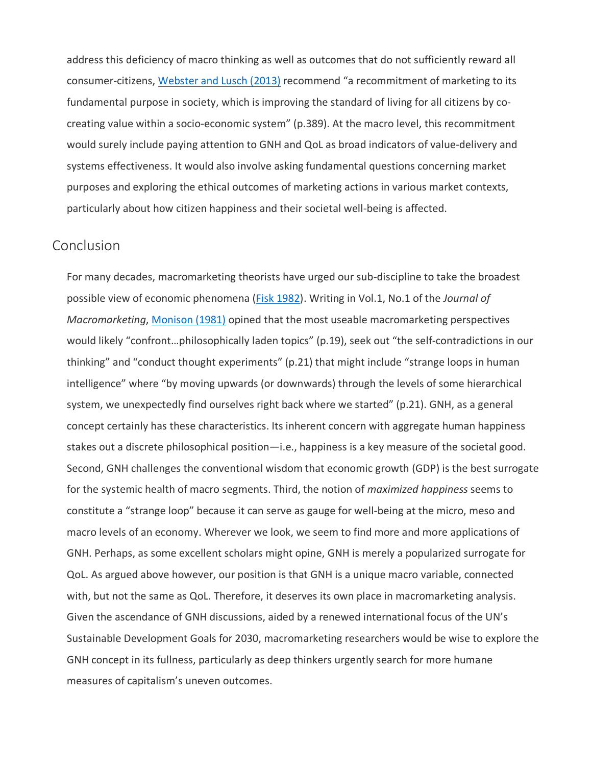address this deficiency of macro thinking as well as outcomes that do not sufficiently reward all consumer-citizens, Webster and Lusch (2013) recommend "a recommitment of marketing to its fundamental purpose in society, which is improving the standard of living for all citizens by co-creating value within a socio-economic system" (p.389). At the macro level, this recommitment would surely include paying attention to GNH and QoL as broad indicators of value-delivery and systems effectiveness. It would also involve asking fundamental questions concerning market purposes and exploring the ethical outcomes of marketing actions in various market contexts, particularly about how citizen happiness and their societal well-being is affected.

## Conclusion

For many decades, macromarketing theorists have urged our sub-discipline to take the broadest possible view of economic phenomena (Fisk 1982). Writing in Vol.1, No.1 of the *Journal of Macromarketing*, Monison (1981) opined that the most useable macromarketing perspectives would likely "confront…philosophically laden topics" (p.19), seek out "the self-contradictions in our thinking" and "conduct thought experiments" (p.21) that might include "strange loops in human intelligence" where "by moving upwards (or downwards) through the levels of some hierarchical system, we unexpectedly find ourselves right back where we started" (p.21). GNH, as a general concept certainly has these characteristics. Its inherent concern with aggregate human happiness stakes out a discrete philosophical position—i.e., happiness is a key measure of the societal good. Second, GNH challenges the conventional wisdom that economic growth (GDP) is the best surrogate for the systemic health of macro segments. Third, the notion of *maximized happiness* seems to constitute a "strange loop" because it can serve as gauge for well-being at the micro, meso and macro levels of an economy. Wherever we look, we seem to find more and more applications of GNH. Perhaps, as some excellent scholars might opine, GNH is merely a popularized surrogate for QoL. As argued above however, our position is that GNH is a unique macro variable, connected with, but not the same as QoL. Therefore, it deserves its own place in macromarketing analysis. Given the ascendance of GNH discussions, aided by a renewed international focus of the UN's Sustainable Development Goals for 2030, macromarketing researchers would be wise to explore the GNH concept in its fullness, particularly as deep thinkers urgently search for more humane measures of capitalism's uneven outcomes.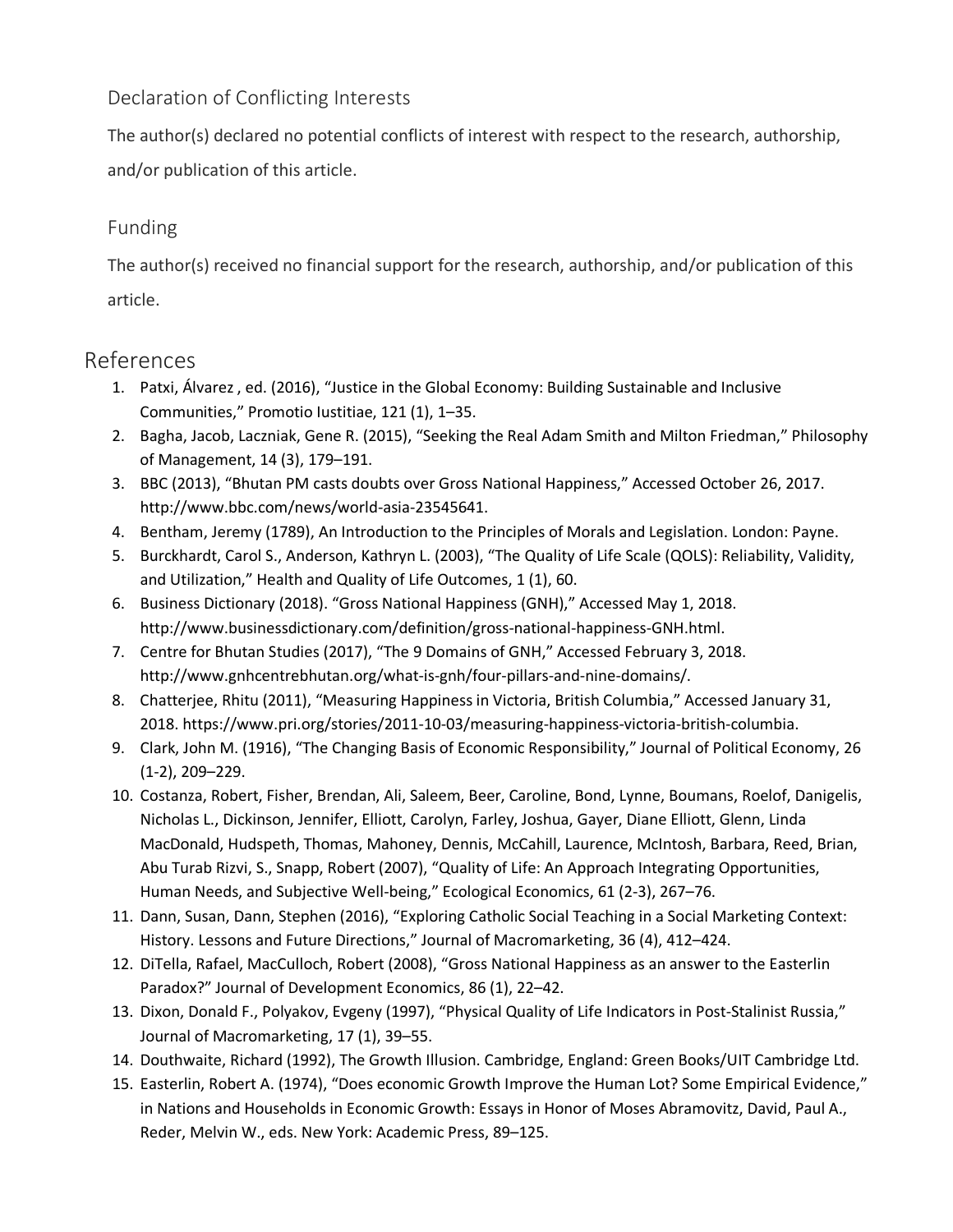## Declaration of Conflicting Interests

The author(s) declared no potential conflicts of interest with respect to the research, authorship, and/or publication of this article.

## Funding

The author(s) received no financial support for the research, authorship, and/or publication of this article.

# References

1. Patxi, Álvarez , ed. (2016), "Justice in the Global Economy: Building Sustainable and Inclusive Communities," Promotio Iustitiae, 121 (1), 1–35.
2. Bagha, Jacob, Laczniak, Gene R. (2015), "Seeking the Real Adam Smith and Milton Friedman," Philosophy of Management, 14 (3), 179–191.
3. BBC (2013), "Bhutan PM casts doubts over Gross National Happiness," Accessed October 26, 2017. http://www.bbc.com/news/world-asia-23545641.
4. Bentham, Jeremy (1789), An Introduction to the Principles of Morals and Legislation. London: Payne.
5. Burckhardt, Carol S., Anderson, Kathryn L. (2003), "The Quality of Life Scale (QOLS): Reliability, Validity, and Utilization," Health and Quality of Life Outcomes, 1 (1), 60.
6. Business Dictionary (2018). "Gross National Happiness (GNH)," Accessed May 1, 2018. http://www.businessdictionary.com/definition/gross-national-happiness-GNH.html.
7. Centre for Bhutan Studies (2017), "The 9 Domains of GNH," Accessed February 3, 2018. http://www.gnhcentrebhutan.org/what-is-gnh/four-pillars-and-nine-domains/.
8. Chatterjee, Rhitu (2011), "Measuring Happiness in Victoria, British Columbia," Accessed January 31, 2018. https://www.pri.org/stories/2011-10-03/measuring-happiness-victoria-british-columbia.
9. Clark, John M. (1916), "The Changing Basis of Economic Responsibility," Journal of Political Economy, 26 (1-2), 209–229.
10. Costanza, Robert, Fisher, Brendan, Ali, Saleem, Beer, Caroline, Bond, Lynne, Boumans, Roelof, Danigelis, Nicholas L., Dickinson, Jennifer, Elliott, Carolyn, Farley, Joshua, Gayer, Diane Elliott, Glenn, Linda MacDonald, Hudspeth, Thomas, Mahoney, Dennis, McCahill, Laurence, McIntosh, Barbara, Reed, Brian, Abu Turab Rizvi, S., Snapp, Robert (2007), "Quality of Life: An Approach Integrating Opportunities, Human Needs, and Subjective Well-being," Ecological Economics, 61 (2-3), 267–76.
11. Dann, Susan, Dann, Stephen (2016), "Exploring Catholic Social Teaching in a Social Marketing Context: History. Lessons and Future Directions," Journal of Macromarketing, 36 (4), 412–424.
12. DiTella, Rafael, MacCulloch, Robert (2008), "Gross National Happiness as an answer to the Easterlin Paradox?" Journal of Development Economics, 86 (1), 22–42.
13. Dixon, Donald F., Polyakov, Evgeny (1997), "Physical Quality of Life Indicators in Post-Stalinist Russia," Journal of Macromarketing, 17 (1), 39–55.
14. Douthwaite, Richard (1992), The Growth Illusion. Cambridge, England: Green Books/UIT Cambridge Ltd.
15. Easterlin, Robert A. (1974), "Does economic Growth Improve the Human Lot? Some Empirical Evidence," in Nations and Households in Economic Growth: Essays in Honor of Moses Abramovitz, David, Paul A., Reder, Melvin W., eds. New York: Academic Press, 89–125.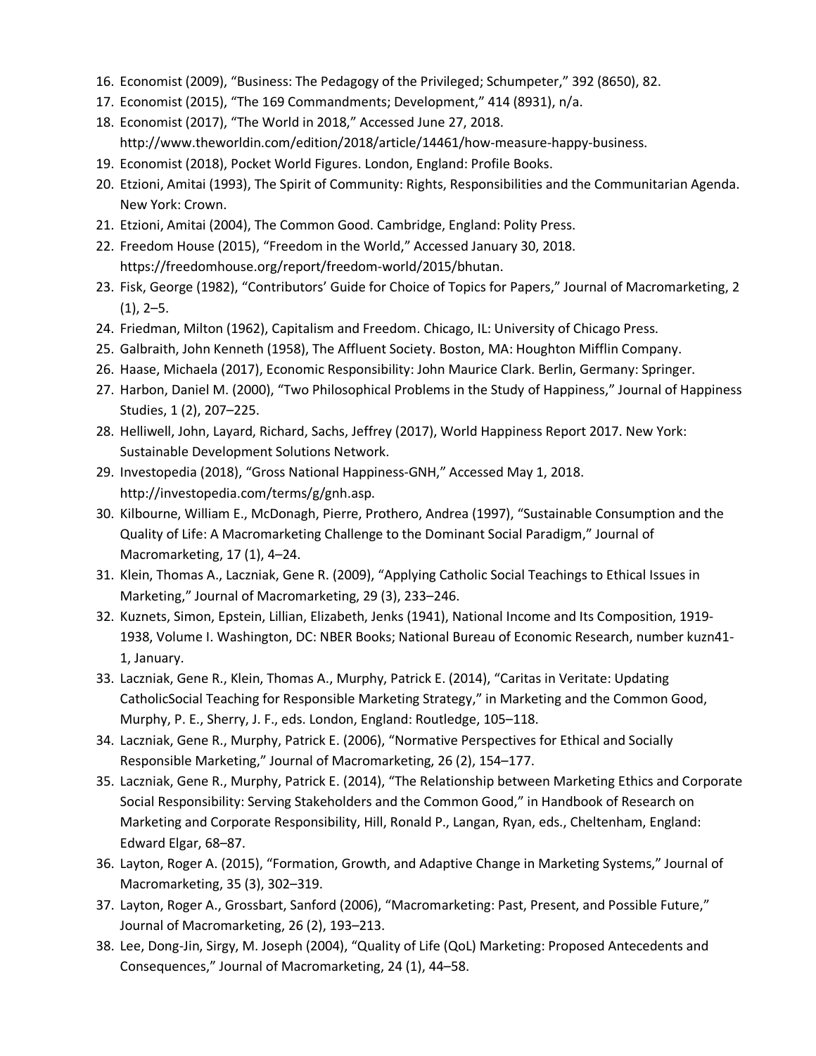16. Economist (2009), "Business: The Pedagogy of the Privileged; Schumpeter," 392 (8650), 82.
17. Economist (2015), "The 169 Commandments; Development," 414 (8931), n/a.
18. Economist (2017), "The World in 2018," Accessed June 27, 2018. http://www.theworldin.com/edition/2018/article/14461/how-measure-happy-business.
19. Economist (2018), Pocket World Figures. London, England: Profile Books.
20. Etzioni, Amitai (1993), The Spirit of Community: Rights, Responsibilities and the Communitarian Agenda. New York: Crown.
21. Etzioni, Amitai (2004), The Common Good. Cambridge, England: Polity Press.
22. Freedom House (2015), "Freedom in the World," Accessed January 30, 2018. https://freedomhouse.org/report/freedom-world/2015/bhutan.
23. Fisk, George (1982), "Contributors' Guide for Choice of Topics for Papers," Journal of Macromarketing, 2 (1), 2–5.
24. Friedman, Milton (1962), Capitalism and Freedom. Chicago, IL: University of Chicago Press.
25. Galbraith, John Kenneth (1958), The Affluent Society. Boston, MA: Houghton Mifflin Company.
26. Haase, Michaela (2017), Economic Responsibility: John Maurice Clark. Berlin, Germany: Springer.
27. Harbon, Daniel M. (2000), "Two Philosophical Problems in the Study of Happiness," Journal of Happiness Studies, 1 (2), 207–225.
28. Helliwell, John, Layard, Richard, Sachs, Jeffrey (2017), World Happiness Report 2017. New York: Sustainable Development Solutions Network.
29. Investopedia (2018), "Gross National Happiness-GNH," Accessed May 1, 2018. http://investopedia.com/terms/g/gnh.asp.
30. Kilbourne, William E., McDonagh, Pierre, Prothero, Andrea (1997), "Sustainable Consumption and the Quality of Life: A Macromarketing Challenge to the Dominant Social Paradigm," Journal of Macromarketing, 17 (1), 4–24.
31. Klein, Thomas A., Laczniak, Gene R. (2009), "Applying Catholic Social Teachings to Ethical Issues in Marketing," Journal of Macromarketing, 29 (3), 233–246.
32. Kuznets, Simon, Epstein, Lillian, Elizabeth, Jenks (1941), National Income and Its Composition, 1919-1938, Volume I. Washington, DC: NBER Books; National Bureau of Economic Research, number kuzn41-1, January.
33. Laczniak, Gene R., Klein, Thomas A., Murphy, Patrick E. (2014), "Caritas in Veritate: Updating CatholicSocial Teaching for Responsible Marketing Strategy," in Marketing and the Common Good, Murphy, P. E., Sherry, J. F., eds. London, England: Routledge, 105–118.
34. Laczniak, Gene R., Murphy, Patrick E. (2006), "Normative Perspectives for Ethical and Socially Responsible Marketing," Journal of Macromarketing, 26 (2), 154–177.
35. Laczniak, Gene R., Murphy, Patrick E. (2014), "The Relationship between Marketing Ethics and Corporate Social Responsibility: Serving Stakeholders and the Common Good," in Handbook of Research on Marketing and Corporate Responsibility, Hill, Ronald P., Langan, Ryan, eds., Cheltenham, England: Edward Elgar, 68–87.
36. Layton, Roger A. (2015), "Formation, Growth, and Adaptive Change in Marketing Systems," Journal of Macromarketing, 35 (3), 302–319.
37. Layton, Roger A., Grossbart, Sanford (2006), "Macromarketing: Past, Present, and Possible Future," Journal of Macromarketing, 26 (2), 193–213.
38. Lee, Dong-Jin, Sirgy, M. Joseph (2004), "Quality of Life (QoL) Marketing: Proposed Antecedents and Consequences," Journal of Macromarketing, 24 (1), 44–58.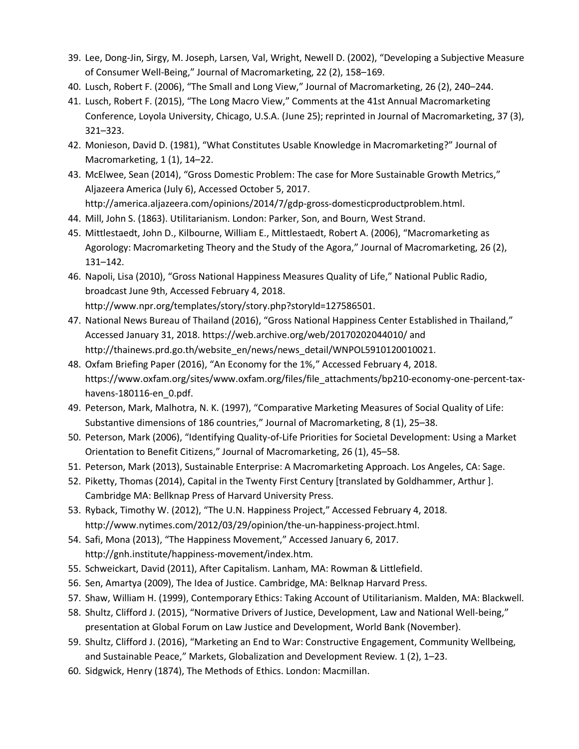39. Lee, Dong-Jin, Sirgy, M. Joseph, Larsen, Val, Wright, Newell D. (2002), "Developing a Subjective Measure of Consumer Well-Being," Journal of Macromarketing, 22 (2), 158–169.
40. Lusch, Robert F. (2006), "The Small and Long View," Journal of Macromarketing, 26 (2), 240–244.
41. Lusch, Robert F. (2015), "The Long Macro View," Comments at the 41st Annual Macromarketing Conference, Loyola University, Chicago, U.S.A. (June 25); reprinted in Journal of Macromarketing, 37 (3), 321–323.
42. Monieson, David D. (1981), "What Constitutes Usable Knowledge in Macromarketing?" Journal of Macromarketing, 1 (1), 14–22.
43. McElwee, Sean (2014), "Gross Domestic Problem: The case for More Sustainable Growth Metrics," Aljazeera America (July 6), Accessed October 5, 2017. http://america.aljazeera.com/opinions/2014/7/gdp-gross-domesticproductproblem.html.
44. Mill, John S. (1863). Utilitarianism. London: Parker, Son, and Bourn, West Strand.
45. Mittlestaedt, John D., Kilbourne, William E., Mittlestaedt, Robert A. (2006), "Macromarketing as Agorology: Macromarketing Theory and the Study of the Agora," Journal of Macromarketing, 26 (2), 131–142.
46. Napoli, Lisa (2010), "Gross National Happiness Measures Quality of Life," National Public Radio, broadcast June 9th, Accessed February 4, 2018. http://www.npr.org/templates/story/story.php?storyId=127586501.
47. National News Bureau of Thailand (2016), "Gross National Happiness Center Established in Thailand," Accessed January 31, 2018. https://web.archive.org/web/20170202044010/ and http://thainews.prd.go.th/website_en/news/news_detail/WNPOL5910120010021.
48. Oxfam Briefing Paper (2016), "An Economy for the 1%," Accessed February 4, 2018. https://www.oxfam.org/sites/www.oxfam.org/files/file_attachments/bp210-economy-one-percent-tax-havens-180116-en_0.pdf.
49. Peterson, Mark, Malhotra, N. K. (1997), "Comparative Marketing Measures of Social Quality of Life: Substantive dimensions of 186 countries," Journal of Macromarketing, 8 (1), 25–38.
50. Peterson, Mark (2006), "Identifying Quality-of-Life Priorities for Societal Development: Using a Market Orientation to Benefit Citizens," Journal of Macromarketing, 26 (1), 45–58.
51. Peterson, Mark (2013), Sustainable Enterprise: A Macromarketing Approach. Los Angeles, CA: Sage.
52. Piketty, Thomas (2014), Capital in the Twenty First Century [translated by Goldhammer, Arthur ]. Cambridge MA: Bellknap Press of Harvard University Press.
53. Ryback, Timothy W. (2012), "The U.N. Happiness Project," Accessed February 4, 2018. http://www.nytimes.com/2012/03/29/opinion/the-un-happiness-project.html.
54. Safi, Mona (2013), "The Happiness Movement," Accessed January 6, 2017. http://gnh.institute/happiness-movement/index.htm.
55. Schweickart, David (2011), After Capitalism. Lanham, MA: Rowman & Littlefield.
56. Sen, Amartya (2009), The Idea of Justice. Cambridge, MA: Belknap Harvard Press.
57. Shaw, William H. (1999), Contemporary Ethics: Taking Account of Utilitarianism. Malden, MA: Blackwell.
58. Shultz, Clifford J. (2015), "Normative Drivers of Justice, Development, Law and National Well-being," presentation at Global Forum on Law Justice and Development, World Bank (November).
59. Shultz, Clifford J. (2016), "Marketing an End to War: Constructive Engagement, Community Wellbeing, and Sustainable Peace," Markets, Globalization and Development Review. 1 (2), 1–23.
60. Sidgwick, Henry (1874), The Methods of Ethics. London: Macmillan.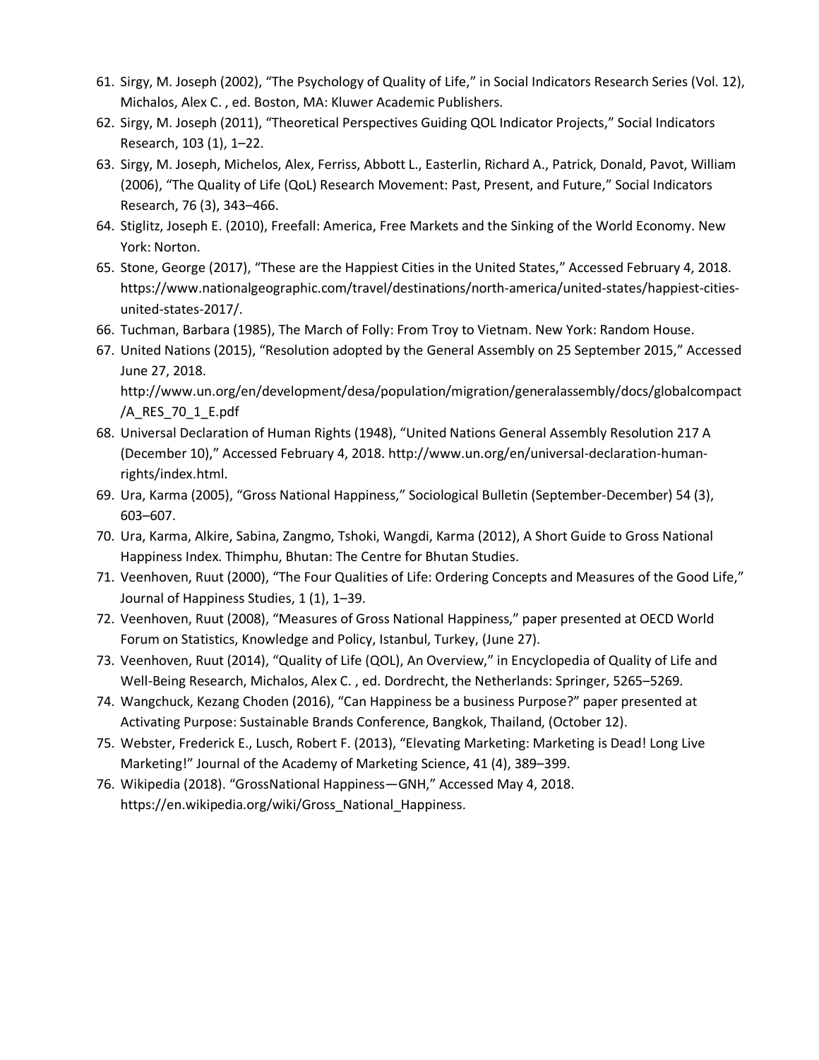61. Sirgy, M. Joseph (2002), “The Psychology of Quality of Life,” in Social Indicators Research Series (Vol. 12), Michalos, Alex C. , ed. Boston, MA: Kluwer Academic Publishers.
62. Sirgy, M. Joseph (2011), “Theoretical Perspectives Guiding QOL Indicator Projects,” Social Indicators Research, 103 (1), 1–22.
63. Sirgy, M. Joseph, Michelos, Alex, Ferriss, Abbott L., Easterlin, Richard A., Patrick, Donald, Pavot, William (2006), “The Quality of Life (QoL) Research Movement: Past, Present, and Future,” Social Indicators Research, 76 (3), 343–466.
64. Stiglitz, Joseph E. (2010), Freefall: America, Free Markets and the Sinking of the World Economy. New York: Norton.
65. Stone, George (2017), “These are the Happiest Cities in the United States,” Accessed February 4, 2018. https://www.nationalgeographic.com/travel/destinations/north-america/united-states/happiest-cities-united-states-2017/.
66. Tuchman, Barbara (1985), The March of Folly: From Troy to Vietnam. New York: Random House.
67. United Nations (2015), “Resolution adopted by the General Assembly on 25 September 2015,” Accessed June 27, 2018. http://www.un.org/en/development/desa/population/migration/generalassembly/docs/globalcompact/A_RES_70_1_E.pdf
68. Universal Declaration of Human Rights (1948), “United Nations General Assembly Resolution 217 A (December 10),” Accessed February 4, 2018. http://www.un.org/en/universal-declaration-human-rights/index.html.
69. Ura, Karma (2005), “Gross National Happiness,” Sociological Bulletin (September-December) 54 (3), 603–607.
70. Ura, Karma, Alkire, Sabina, Zangmo, Tshoki, Wangdi, Karma (2012), A Short Guide to Gross National Happiness Index. Thimphu, Bhutan: The Centre for Bhutan Studies.
71. Veenhoven, Ruut (2000), “The Four Qualities of Life: Ordering Concepts and Measures of the Good Life,” Journal of Happiness Studies, 1 (1), 1–39.
72. Veenhoven, Ruut (2008), “Measures of Gross National Happiness,” paper presented at OECD World Forum on Statistics, Knowledge and Policy, Istanbul, Turkey, (June 27).
73. Veenhoven, Ruut (2014), “Quality of Life (QOL), An Overview,” in Encyclopedia of Quality of Life and Well-Being Research, Michalos, Alex C. , ed. Dordrecht, the Netherlands: Springer, 5265–5269.
74. Wangchuck, Kezang Choden (2016), “Can Happiness be a business Purpose?” paper presented at Activating Purpose: Sustainable Brands Conference, Bangkok, Thailand, (October 12).
75. Webster, Frederick E., Lusch, Robert F. (2013), “Elevating Marketing: Marketing is Dead! Long Live Marketing!” Journal of the Academy of Marketing Science, 41 (4), 389–399.
76. Wikipedia (2018). “GrossNational Happiness—GNH,” Accessed May 4, 2018. https://en.wikipedia.org/wiki/Gross_National_Happiness.